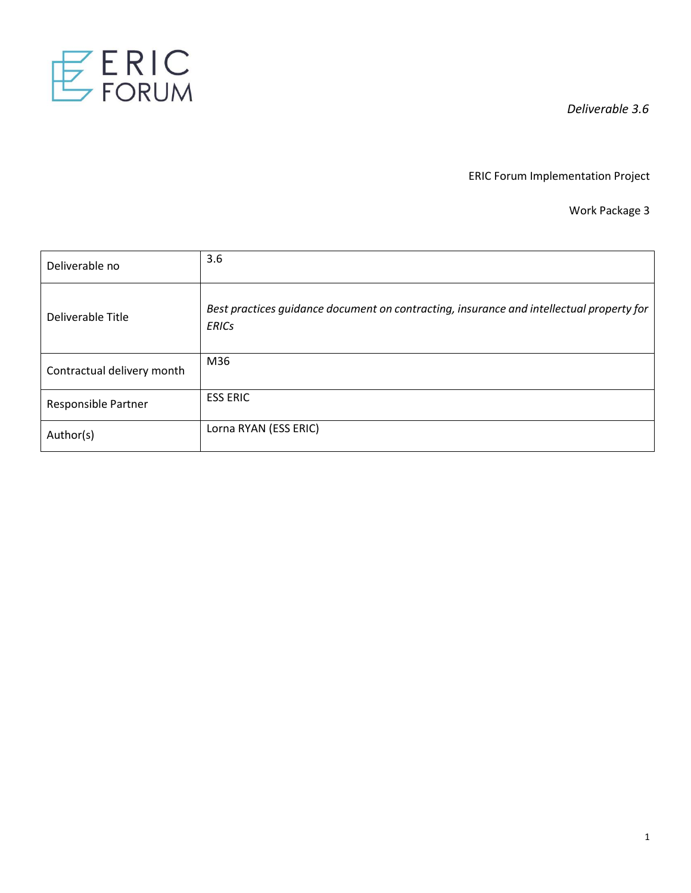ERIC FORUM

*Deliverable 3.6*

ERIC Forum Implementation Project

Work Package 3

| Deliverable no | 3.6 |
|---|---|
| Deliverable Title | *Best practices guidance document on contracting, insurance and intellectual property for ERICs* |
| Contractual delivery month | M36 |
| Responsible Partner | ESS ERIC |
| Author(s) | Lorna RYAN (ESS ERIC) |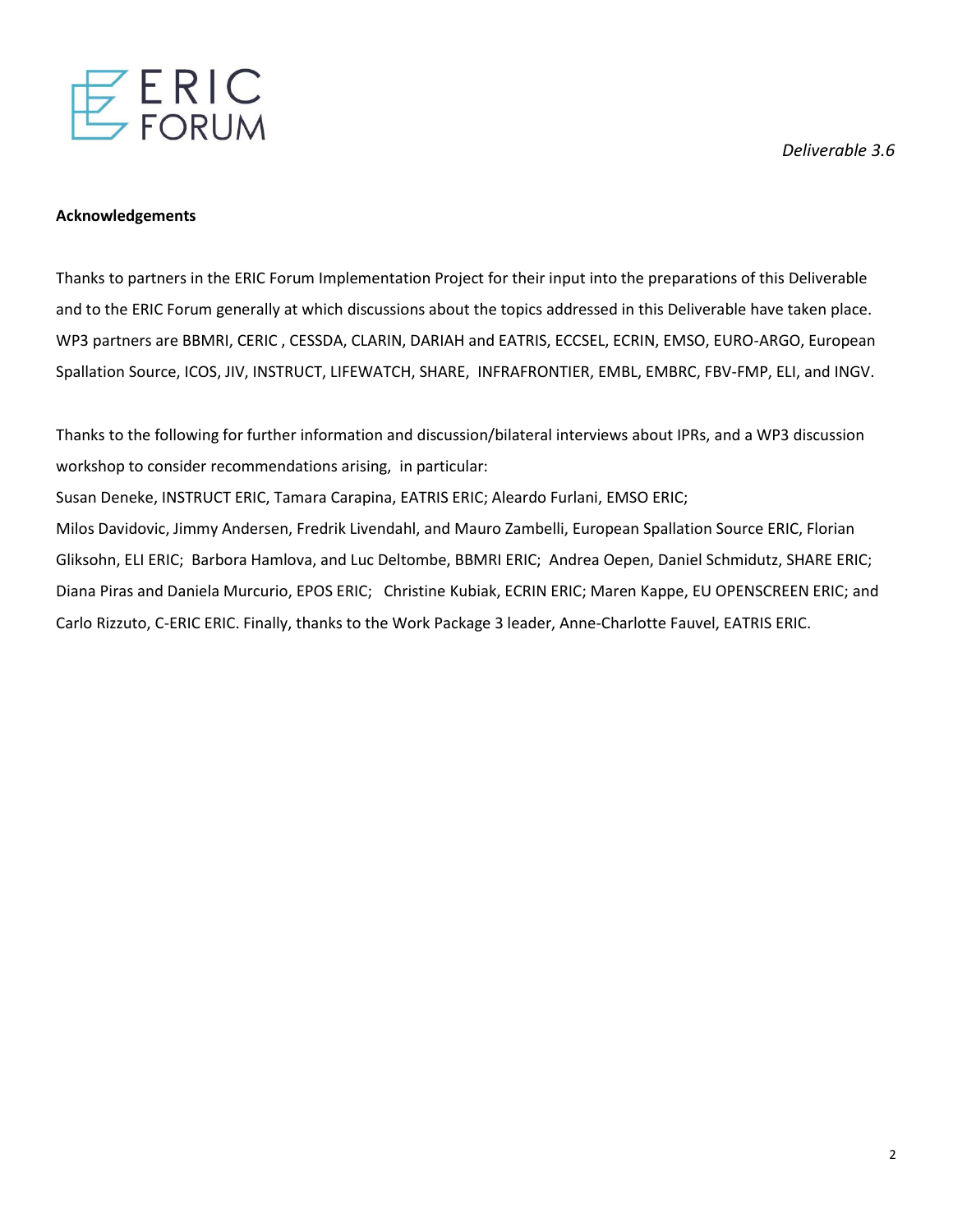**Acknowledgements**

Thanks to partners in the ERIC Forum Implementation Project for their input into the preparations of this Deliverable and to the ERIC Forum generally at which discussions about the topics addressed in this Deliverable have taken place. WP3 partners are BBMRI, CERIC , CESSDA, CLARIN, DARIAH and EATRIS, ECCSEL, ECRIN, EMSO, EURO-ARGO, European Spallation Source, ICOS, JIV, INSTRUCT, LIFEWATCH, SHARE, INFRAFRONTIER, EMBL, EMBRC, FBV-FMP, ELI, and INGV.

Thanks to the following for further information and discussion/bilateral interviews about IPRs, and a WP3 discussion workshop to consider recommendations arising, in particular:
Susan Deneke, INSTRUCT ERIC, Tamara Carapina, EATRIS ERIC; Aleardo Furlani, EMSO ERIC;
Milos Davidovic, Jimmy Andersen, Fredrik Livendahl, and Mauro Zambelli, European Spallation Source ERIC, Florian Gliksohn, ELI ERIC; Barbora Hamlova, and Luc Deltombe, BBMRI ERIC; Andrea Oepen, Daniel Schmidutz, SHARE ERIC; Diana Piras and Daniela Murcurio, EPOS ERIC; Christine Kubiak, ECRIN ERIC; Maren Kappe, EU OPENSCREEN ERIC; and Carlo Rizzuto, C-ERIC ERIC. Finally, thanks to the Work Package 3 leader, Anne-Charlotte Fauvel, EATRIS ERIC.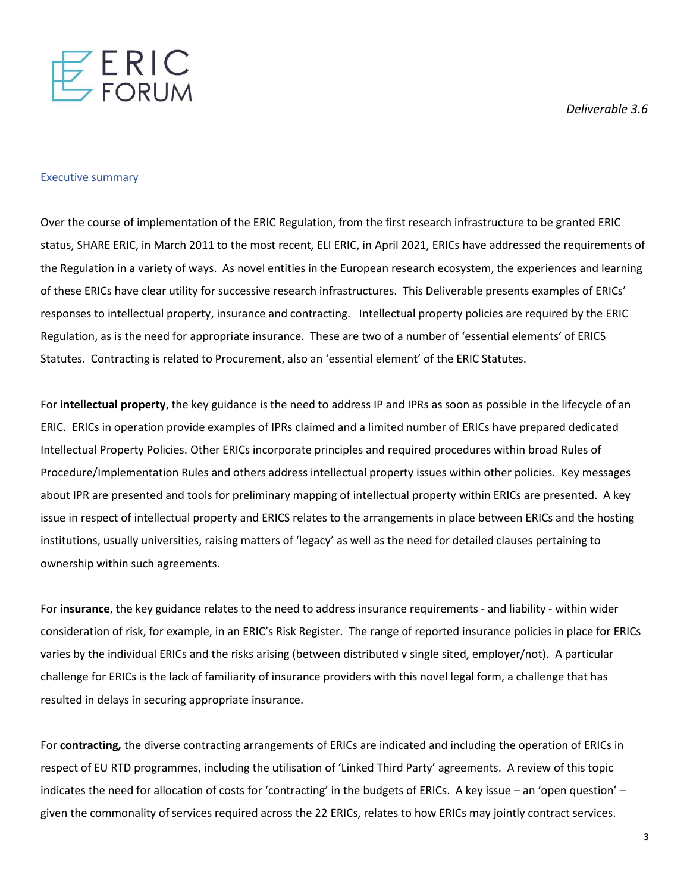## Executive summary

Over the course of implementation of the ERIC Regulation, from the first research infrastructure to be granted ERIC status, SHARE ERIC, in March 2011 to the most recent, ELI ERIC, in April 2021, ERICs have addressed the requirements of the Regulation in a variety of ways. As novel entities in the European research ecosystem, the experiences and learning of these ERICs have clear utility for successive research infrastructures. This Deliverable presents examples of ERICs' responses to intellectual property, insurance and contracting. Intellectual property policies are required by the ERIC Regulation, as is the need for appropriate insurance. These are two of a number of 'essential elements' of ERICS Statutes. Contracting is related to Procurement, also an 'essential element' of the ERIC Statutes.

For **intellectual property**, the key guidance is the need to address IP and IPRs as soon as possible in the lifecycle of an ERIC. ERICs in operation provide examples of IPRs claimed and a limited number of ERICs have prepared dedicated Intellectual Property Policies. Other ERICs incorporate principles and required procedures within broad Rules of Procedure/Implementation Rules and others address intellectual property issues within other policies. Key messages about IPR are presented and tools for preliminary mapping of intellectual property within ERICs are presented. A key issue in respect of intellectual property and ERICS relates to the arrangements in place between ERICs and the hosting institutions, usually universities, raising matters of 'legacy' as well as the need for detailed clauses pertaining to ownership within such agreements.

For **insurance**, the key guidance relates to the need to address insurance requirements - and liability - within wider consideration of risk, for example, in an ERIC's Risk Register. The range of reported insurance policies in place for ERICs varies by the individual ERICs and the risks arising (between distributed v single sited, employer/not). A particular challenge for ERICs is the lack of familiarity of insurance providers with this novel legal form, a challenge that has resulted in delays in securing appropriate insurance.

For ***contracting,*** the diverse contracting arrangements of ERICs are indicated and including the operation of ERICs in respect of EU RTD programmes, including the utilisation of 'Linked Third Party' agreements. A review of this topic indicates the need for allocation of costs for 'contracting' in the budgets of ERICs. A key issue – an 'open question' – given the commonality of services required across the 22 ERICs, relates to how ERICs may jointly contract services.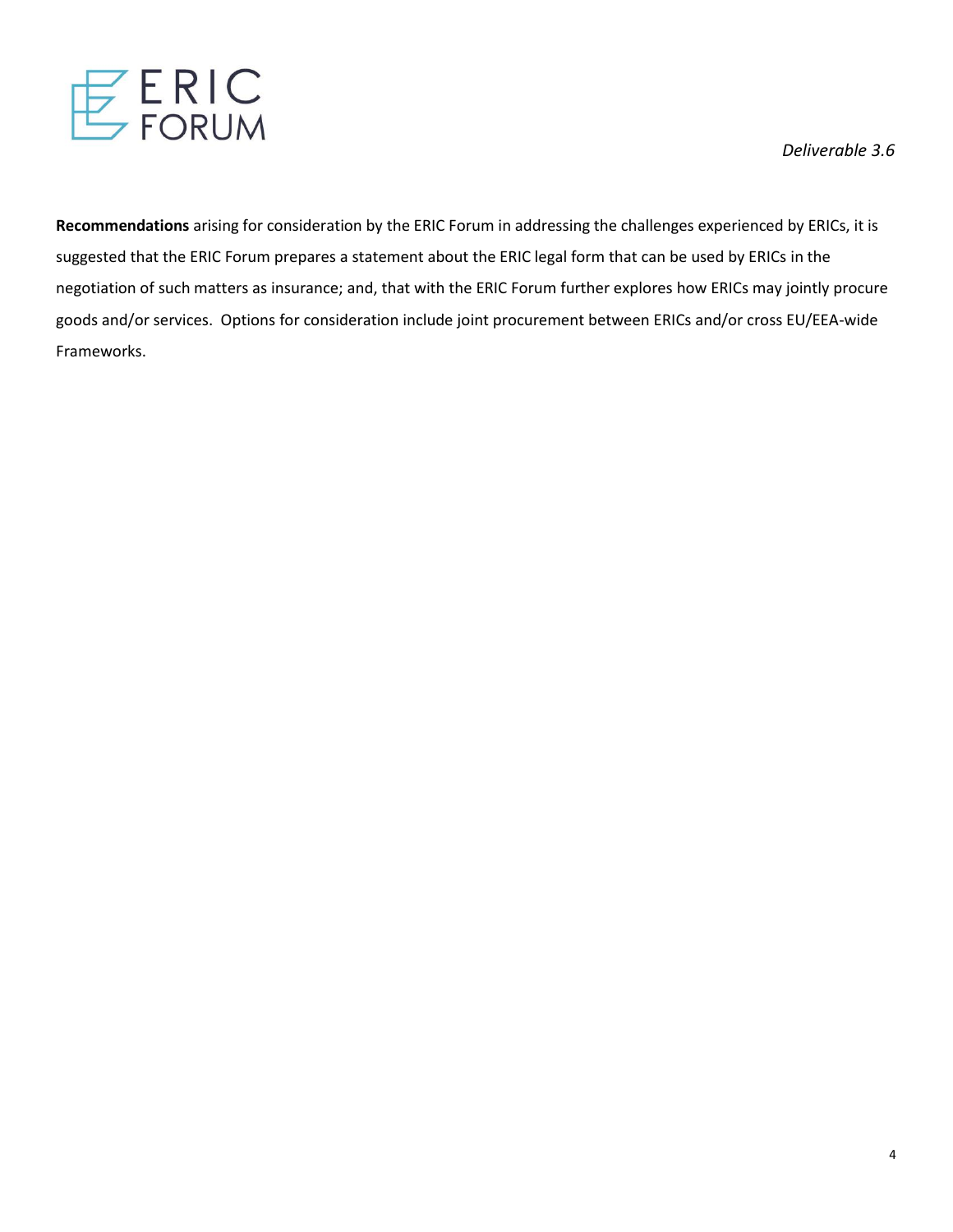**Recommendations** arising for consideration by the ERIC Forum in addressing the challenges experienced by ERICs, it is suggested that the ERIC Forum prepares a statement about the ERIC legal form that can be used by ERICs in the negotiation of such matters as insurance; and, that with the ERIC Forum further explores how ERICs may jointly procure goods and/or services. Options for consideration include joint procurement between ERICs and/or cross EU/EEA-wide Frameworks.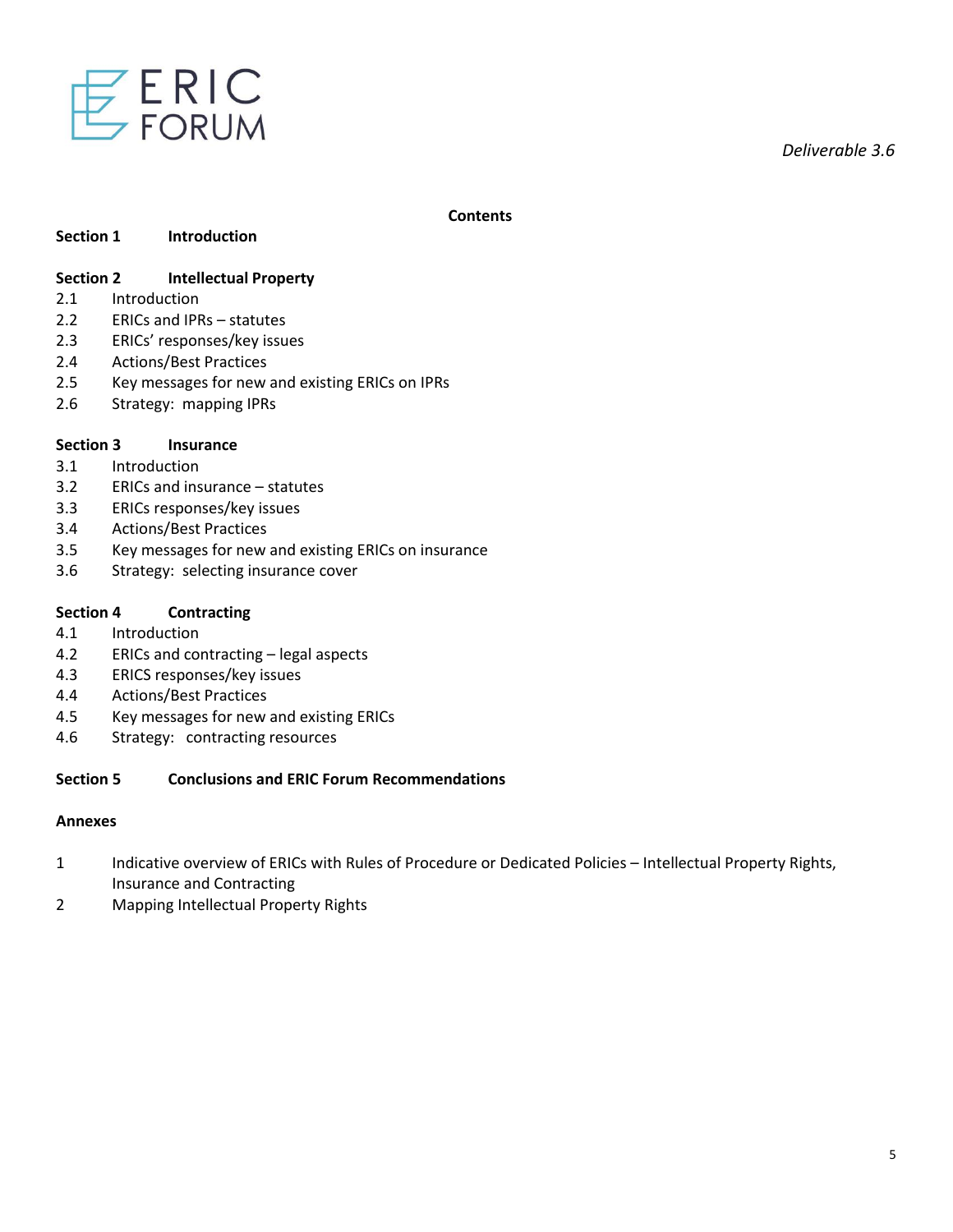## Contents

**Section 1 Introduction**

**Section 2 Intellectual Property**

2.1 Introduction
2.2 ERICs and IPRs – statutes
2.3 ERICs' responses/key issues
2.4 Actions/Best Practices
2.5 Key messages for new and existing ERICs on IPRs
2.6 Strategy: mapping IPRs

**Section 3 Insurance**

3.1 Introduction
3.2 ERICs and insurance – statutes
3.3 ERICs responses/key issues
3.4 Actions/Best Practices
3.5 Key messages for new and existing ERICs on insurance
3.6 Strategy: selecting insurance cover

**Section 4 Contracting**

4.1 Introduction
4.2 ERICs and contracting – legal aspects
4.3 ERICS responses/key issues
4.4 Actions/Best Practices
4.5 Key messages for new and existing ERICs
4.6 Strategy: contracting resources

**Section 5 Conclusions and ERIC Forum Recommendations**

**Annexes**

1 Indicative overview of ERICs with Rules of Procedure or Dedicated Policies – Intellectual Property Rights, Insurance and Contracting
2 Mapping Intellectual Property Rights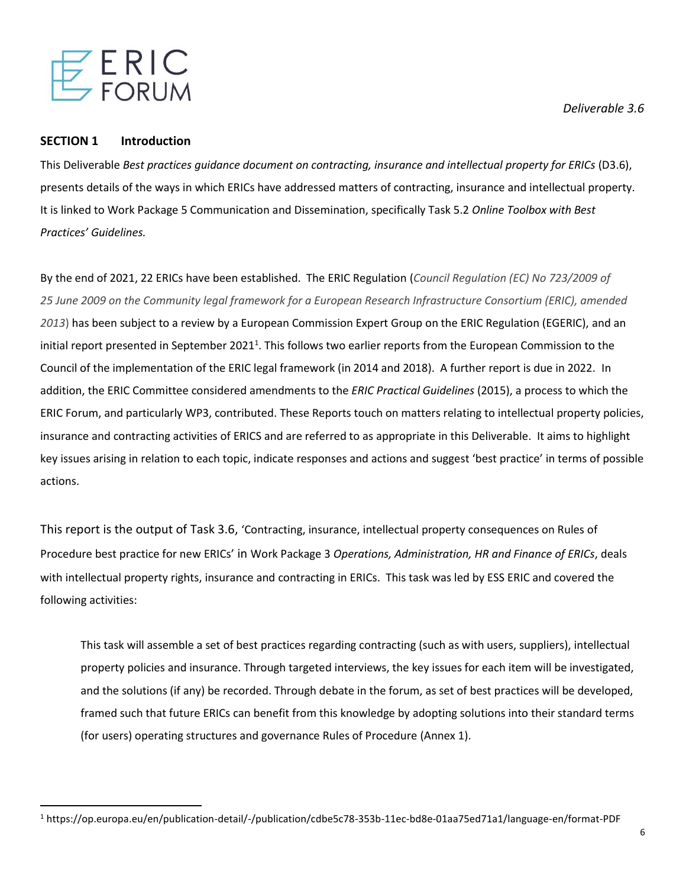## SECTION 1 Introduction

This Deliverable *Best practices guidance document on contracting, insurance and intellectual property for ERICs* (D3.6), presents details of the ways in which ERICs have addressed matters of contracting, insurance and intellectual property. It is linked to Work Package 5 Communication and Dissemination, specifically Task 5.2 *Online Toolbox with Best Practices' Guidelines.*

By the end of 2021, 22 ERICs have been established. The ERIC Regulation (*Council Regulation (EC) No 723/2009 of 25 June 2009 on the Community legal framework for a European Research Infrastructure Consortium (ERIC), amended 2013*) has been subject to a review by a European Commission Expert Group on the ERIC Regulation (EGERIC), and an initial report presented in September 2021[1]. This follows two earlier reports from the European Commission to the Council of the implementation of the ERIC legal framework (in 2014 and 2018). A further report is due in 2022. In addition, the ERIC Committee considered amendments to the *ERIC Practical Guidelines* (2015), a process to which the ERIC Forum, and particularly WP3, contributed. These Reports touch on matters relating to intellectual property policies, insurance and contracting activities of ERICS and are referred to as appropriate in this Deliverable. It aims to highlight key issues arising in relation to each topic, indicate responses and actions and suggest 'best practice' in terms of possible actions.

This report is the output of Task 3.6, 'Contracting, insurance, intellectual property consequences on Rules of Procedure best practice for new ERICs' in Work Package 3 *Operations, Administration, HR and Finance of ERICs*, deals with intellectual property rights, insurance and contracting in ERICs. This task was led by ESS ERIC and covered the following activities:

> This task will assemble a set of best practices regarding contracting (such as with users, suppliers), intellectual property policies and insurance. Through targeted interviews, the key issues for each item will be investigated, and the solutions (if any) be recorded. Through debate in the forum, as set of best practices will be developed, framed such that future ERICs can benefit from this knowledge by adopting solutions into their standard terms (for users) operating structures and governance Rules of Procedure (Annex 1).

[1] https://op.europa.eu/en/publication-detail/-/publication/cdbe5c78-353b-11ec-bd8e-01aa75ed71a1/language-en/format-PDF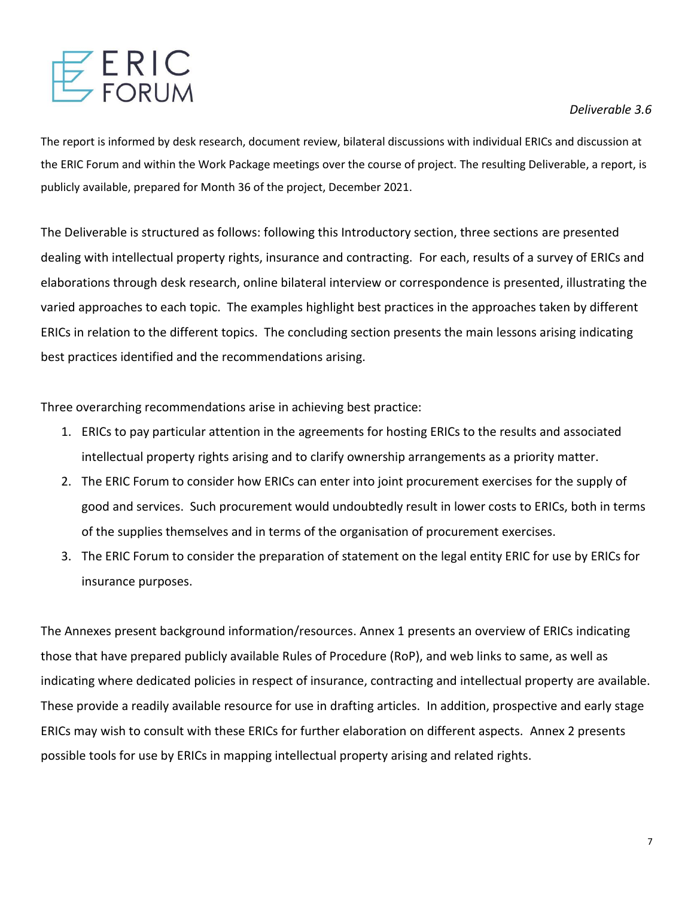The report is informed by desk research, document review, bilateral discussions with individual ERICs and discussion at the ERIC Forum and within the Work Package meetings over the course of project. The resulting Deliverable, a report, is publicly available, prepared for Month 36 of the project, December 2021.

The Deliverable is structured as follows: following this Introductory section, three sections are presented dealing with intellectual property rights, insurance and contracting. For each, results of a survey of ERICs and elaborations through desk research, online bilateral interview or correspondence is presented, illustrating the varied approaches to each topic. The examples highlight best practices in the approaches taken by different ERICs in relation to the different topics. The concluding section presents the main lessons arising indicating best practices identified and the recommendations arising.

Three overarching recommendations arise in achieving best practice:

1. ERICs to pay particular attention in the agreements for hosting ERICs to the results and associated intellectual property rights arising and to clarify ownership arrangements as a priority matter.
2. The ERIC Forum to consider how ERICs can enter into joint procurement exercises for the supply of good and services. Such procurement would undoubtedly result in lower costs to ERICs, both in terms of the supplies themselves and in terms of the organisation of procurement exercises.
3. The ERIC Forum to consider the preparation of statement on the legal entity ERIC for use by ERICs for insurance purposes.

The Annexes present background information/resources. Annex 1 presents an overview of ERICs indicating those that have prepared publicly available Rules of Procedure (RoP), and web links to same, as well as indicating where dedicated policies in respect of insurance, contracting and intellectual property are available. These provide a readily available resource for use in drafting articles. In addition, prospective and early stage ERICs may wish to consult with these ERICs for further elaboration on different aspects. Annex 2 presents possible tools for use by ERICs in mapping intellectual property arising and related rights.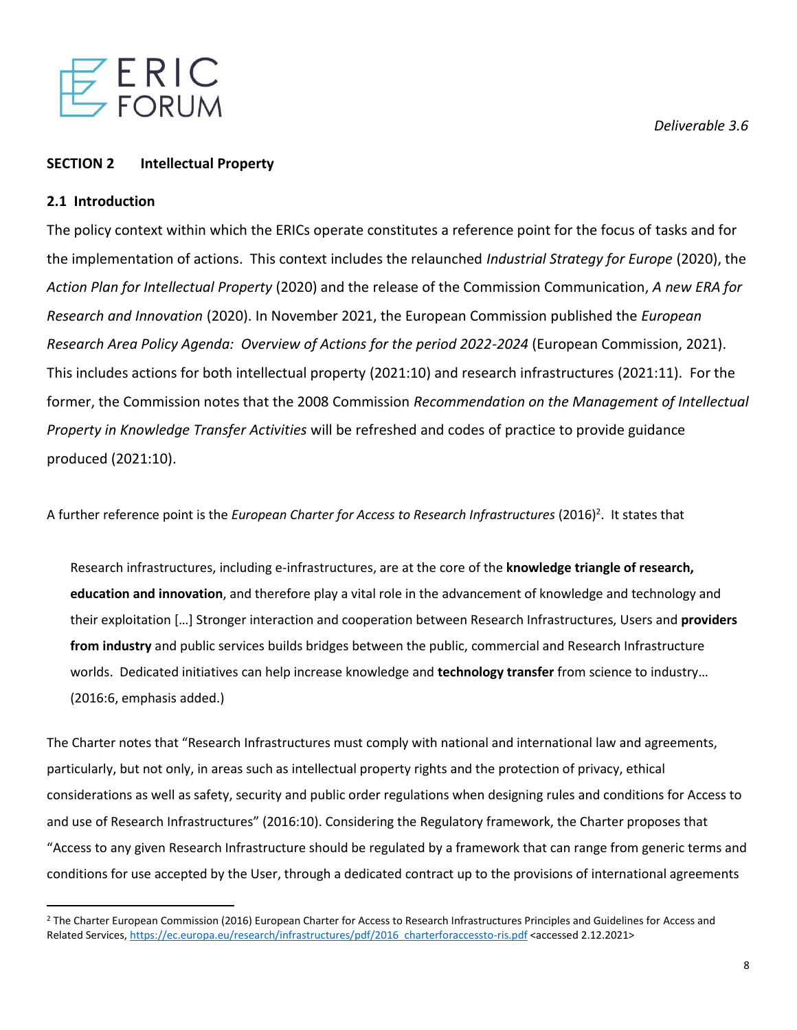## SECTION 2 Intellectual Property

### 2.1 Introduction

The policy context within which the ERICs operate constitutes a reference point for the focus of tasks and for the implementation of actions. This context includes the relaunched *Industrial Strategy for Europe* (2020), the *Action Plan for Intellectual Property* (2020) and the release of the Commission Communication, *A new ERA for Research and Innovation* (2020). In November 2021, the European Commission published the *European Research Area Policy Agenda: Overview of Actions for the period 2022-2024* (European Commission, 2021). This includes actions for both intellectual property (2021:10) and research infrastructures (2021:11). For the former, the Commission notes that the 2008 Commission *Recommendation on the Management of Intellectual Property in Knowledge Transfer Activities* will be refreshed and codes of practice to provide guidance produced (2021:10).

A further reference point is the *European Charter for Access to Research Infrastructures* (2016)[2]. It states that

> Research infrastructures, including e-infrastructures, are at the core of the **knowledge triangle of research, education and innovation**, and therefore play a vital role in the advancement of knowledge and technology and their exploitation […] Stronger interaction and cooperation between Research Infrastructures, Users and **providers from industry** and public services builds bridges between the public, commercial and Research Infrastructure worlds. Dedicated initiatives can help increase knowledge and **technology transfer** from science to industry… (2016:6, emphasis added.)

The Charter notes that "Research Infrastructures must comply with national and international law and agreements, particularly, but not only, in areas such as intellectual property rights and the protection of privacy, ethical considerations as well as safety, security and public order regulations when designing rules and conditions for Access to and use of Research Infrastructures" (2016:10). Considering the Regulatory framework, the Charter proposes that "Access to any given Research Infrastructure should be regulated by a framework that can range from generic terms and conditions for use accepted by the User, through a dedicated contract up to the provisions of international agreements

[2] The Charter European Commission (2016) European Charter for Access to Research Infrastructures Principles and Guidelines for Access and Related Services, https://ec.europa.eu/research/infrastructures/pdf/2016_charterforaccessto-ris.pdf <accessed 2.12.2021>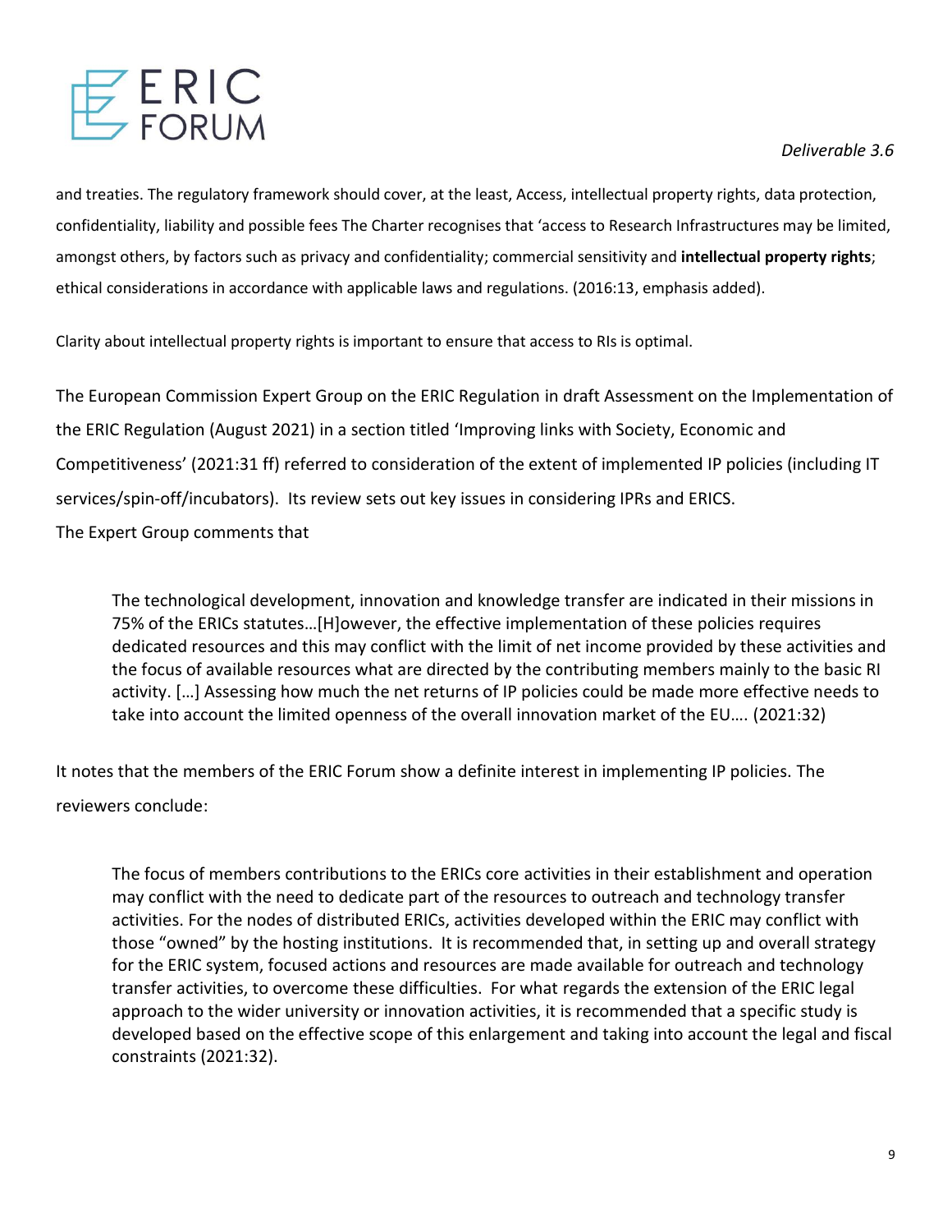and treaties. The regulatory framework should cover, at the least, Access, intellectual property rights, data protection, confidentiality, liability and possible fees The Charter recognises that 'access to Research Infrastructures may be limited, amongst others, by factors such as privacy and confidentiality; commercial sensitivity and **intellectual property rights**; ethical considerations in accordance with applicable laws and regulations. (2016:13, emphasis added).

Clarity about intellectual property rights is important to ensure that access to RIs is optimal.

The European Commission Expert Group on the ERIC Regulation in draft Assessment on the Implementation of the ERIC Regulation (August 2021) in a section titled 'Improving links with Society, Economic and Competitiveness' (2021:31 ff) referred to consideration of the extent of implemented IP policies (including IT services/spin-off/incubators). Its review sets out key issues in considering IPRs and ERICS.

The Expert Group comments that

> The technological development, innovation and knowledge transfer are indicated in their missions in 75% of the ERICs statutes…[H]owever, the effective implementation of these policies requires dedicated resources and this may conflict with the limit of net income provided by these activities and the focus of available resources what are directed by the contributing members mainly to the basic RI activity. […] Assessing how much the net returns of IP policies could be made more effective needs to take into account the limited openness of the overall innovation market of the EU…. (2021:32)

It notes that the members of the ERIC Forum show a definite interest in implementing IP policies. The reviewers conclude:

> The focus of members contributions to the ERICs core activities in their establishment and operation may conflict with the need to dedicate part of the resources to outreach and technology transfer activities. For the nodes of distributed ERICs, activities developed within the ERIC may conflict with those "owned" by the hosting institutions. It is recommended that, in setting up and overall strategy for the ERIC system, focused actions and resources are made available for outreach and technology transfer activities, to overcome these difficulties. For what regards the extension of the ERIC legal approach to the wider university or innovation activities, it is recommended that a specific study is developed based on the effective scope of this enlargement and taking into account the legal and fiscal constraints (2021:32).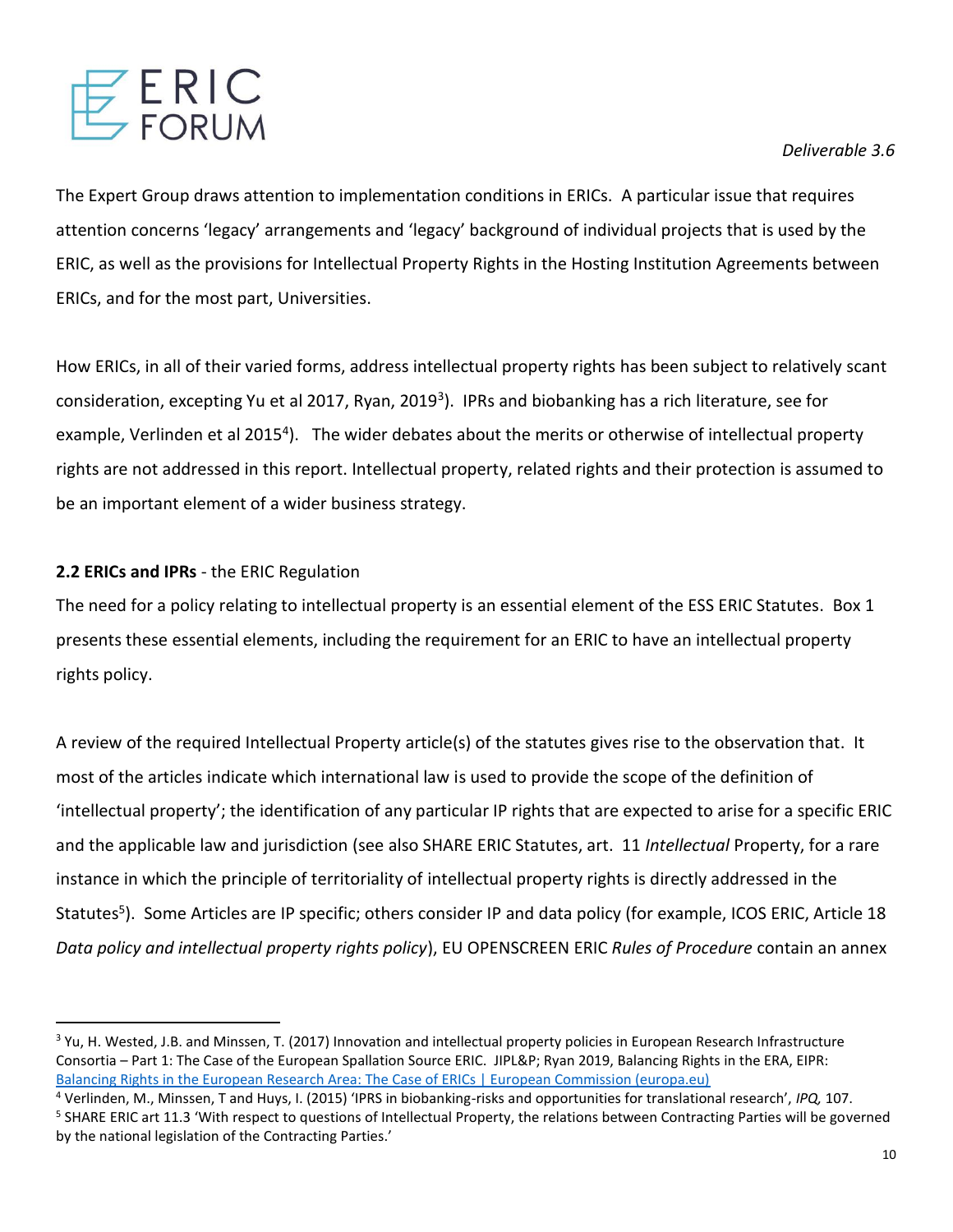The Expert Group draws attention to implementation conditions in ERICs. A particular issue that requires attention concerns 'legacy' arrangements and 'legacy' background of individual projects that is used by the ERIC, as well as the provisions for Intellectual Property Rights in the Hosting Institution Agreements between ERICs, and for the most part, Universities.

How ERICs, in all of their varied forms, address intellectual property rights has been subject to relatively scant consideration, excepting Yu et al 2017, Ryan, 2019[3]). IPRs and biobanking has a rich literature, see for example, Verlinden et al 2015[4]). The wider debates about the merits or otherwise of intellectual property rights are not addressed in this report. Intellectual property, related rights and their protection is assumed to be an important element of a wider business strategy.

### 2.2 ERICs and IPRs - the ERIC Regulation

The need for a policy relating to intellectual property is an essential element of the ESS ERIC Statutes. Box 1 presents these essential elements, including the requirement for an ERIC to have an intellectual property rights policy.

A review of the required Intellectual Property article(s) of the statutes gives rise to the observation that. It most of the articles indicate which international law is used to provide the scope of the definition of 'intellectual property'; the identification of any particular IP rights that are expected to arise for a specific ERIC and the applicable law and jurisdiction (see also SHARE ERIC Statutes, art. 11 *Intellectual* Property, for a rare instance in which the principle of territoriality of intellectual property rights is directly addressed in the Statutes[5]). Some Articles are IP specific; others consider IP and data policy (for example, ICOS ERIC, Article 18 *Data policy and intellectual property rights policy*), EU OPENSCREEN ERIC *Rules of Procedure* contain an annex

---

[3] Yu, H. Wested, J.B. and Minssen, T. (2017) Innovation and intellectual property policies in European Research Infrastructure Consortia – Part 1: The Case of the European Spallation Source ERIC. JIPL&P; Ryan 2019, Balancing Rights in the ERA, EIPR: [Balancing Rights in the European Research Area: The Case of ERICs | European Commission (europa.eu)](https://europa.eu)

[4] Verlinden, M., Minssen, T and Huys, I. (2015) 'IPRS in biobanking-risks and opportunities for translational research', *IPQ,* 107.

[5] SHARE ERIC art 11.3 'With respect to questions of Intellectual Property, the relations between Contracting Parties will be governed by the national legislation of the Contracting Parties.'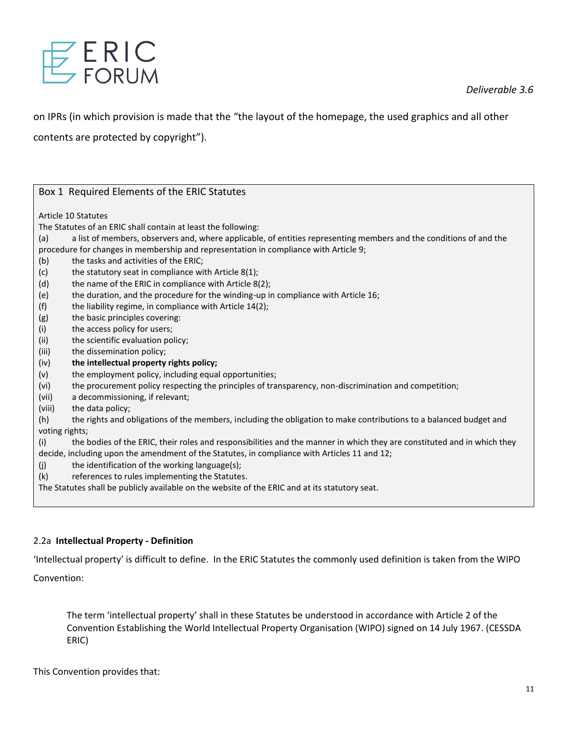on IPRs (in which provision is made that the "the layout of the homepage, the used graphics and all other contents are protected by copyright").

> Box 1 Required Elements of the ERIC Statutes
>
> Article 10 Statutes
>
> The Statutes of an ERIC shall contain at least the following:
>
> (a) a list of members, observers and, where applicable, of entities representing members and the conditions of and the procedure for changes in membership and representation in compliance with Article 9;
>
> (b) the tasks and activities of the ERIC;
>
> (c) the statutory seat in compliance with Article 8(1);
>
> (d) the name of the ERIC in compliance with Article 8(2);
>
> (e) the duration, and the procedure for the winding-up in compliance with Article 16;
>
> (f) the liability regime, in compliance with Article 14(2);
>
> (g) the basic principles covering:
>
> (i) the access policy for users;
>
> (ii) the scientific evaluation policy;
>
> (iii) the dissemination policy;
>
> (iv) **the intellectual property rights policy;**
>
> (v) the employment policy, including equal opportunities;
>
> (vi) the procurement policy respecting the principles of transparency, non-discrimination and competition;
>
> (vii) a decommissioning, if relevant;
>
> (viii) the data policy;
>
> (h) the rights and obligations of the members, including the obligation to make contributions to a balanced budget and voting rights;
>
> (i) the bodies of the ERIC, their roles and responsibilities and the manner in which they are constituted and in which they decide, including upon the amendment of the Statutes, in compliance with Articles 11 and 12;
>
> (j) the identification of the working language(s);
>
> (k) references to rules implementing the Statutes.
>
> The Statutes shall be publicly available on the website of the ERIC and at its statutory seat.

### 2.2a **Intellectual Property - Definition**

'Intellectual property' is difficult to define. In the ERIC Statutes the commonly used definition is taken from the WIPO Convention:

> The term 'intellectual property' shall in these Statutes be understood in accordance with Article 2 of the Convention Establishing the World Intellectual Property Organisation (WIPO) signed on 14 July 1967. (CESSDA ERIC)

This Convention provides that: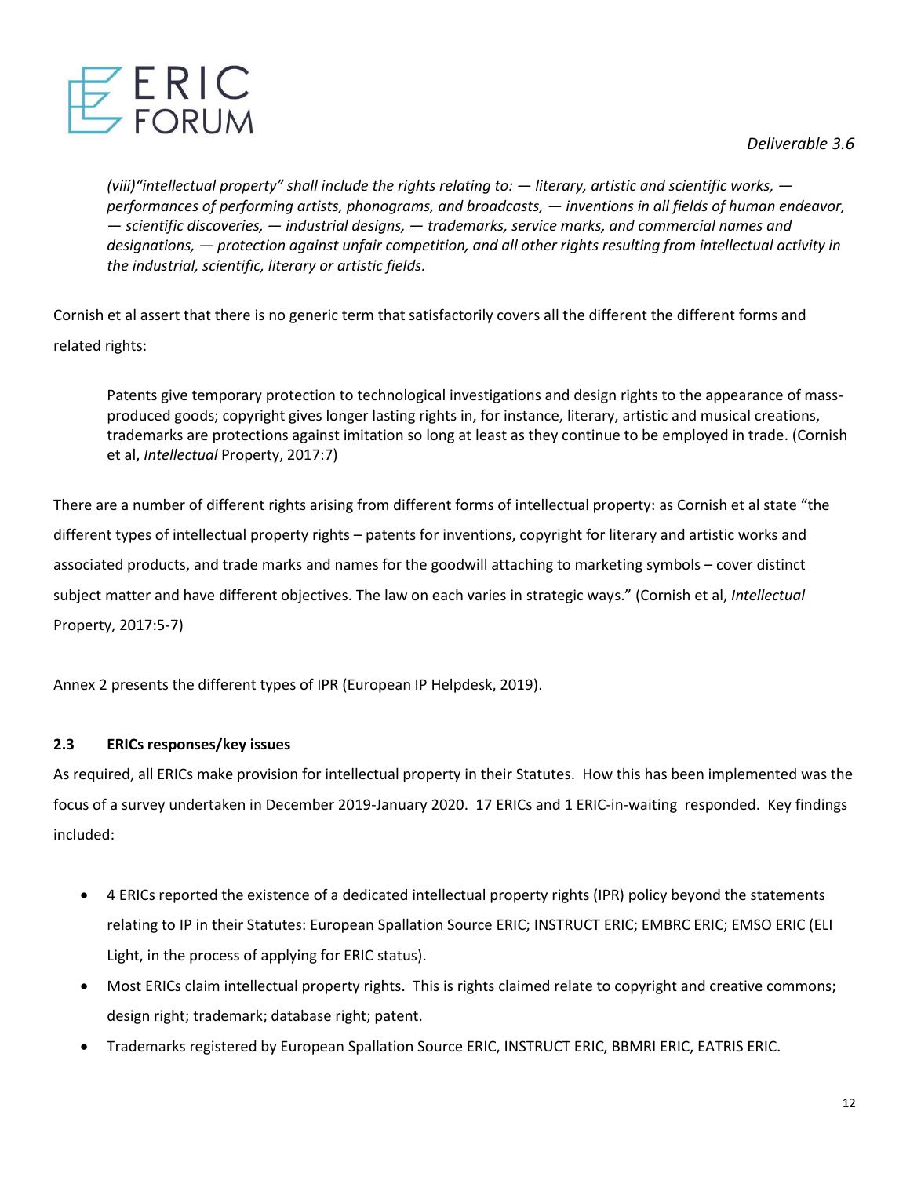*(viii)"intellectual property" shall include the rights relating to: — literary, artistic and scientific works, — performances of performing artists, phonograms, and broadcasts, — inventions in all fields of human endeavor, — scientific discoveries, — industrial designs, — trademarks, service marks, and commercial names and designations, — protection against unfair competition, and all other rights resulting from intellectual activity in the industrial, scientific, literary or artistic fields.*

Cornish et al assert that there is no generic term that satisfactorily covers all the different the different forms and related rights:

> Patents give temporary protection to technological investigations and design rights to the appearance of mass-produced goods; copyright gives longer lasting rights in, for instance, literary, artistic and musical creations, trademarks are protections against imitation so long at least as they continue to be employed in trade. (Cornish et al, *Intellectual* Property, 2017:7)

There are a number of different rights arising from different forms of intellectual property: as Cornish et al state "the different types of intellectual property rights – patents for inventions, copyright for literary and artistic works and associated products, and trade marks and names for the goodwill attaching to marketing symbols – cover distinct subject matter and have different objectives. The law on each varies in strategic ways." (Cornish et al, *Intellectual* Property, 2017:5-7)

Annex 2 presents the different types of IPR (European IP Helpdesk, 2019).

### 2.3 ERICs responses/key issues

As required, all ERICs make provision for intellectual property in their Statutes. How this has been implemented was the focus of a survey undertaken in December 2019-January 2020. 17 ERICs and 1 ERIC-in-waiting responded. Key findings included:

- 4 ERICs reported the existence of a dedicated intellectual property rights (IPR) policy beyond the statements relating to IP in their Statutes: European Spallation Source ERIC; INSTRUCT ERIC; EMBRC ERIC; EMSO ERIC (ELI Light, in the process of applying for ERIC status).
- Most ERICs claim intellectual property rights. This is rights claimed relate to copyright and creative commons; design right; trademark; database right; patent.
- Trademarks registered by European Spallation Source ERIC, INSTRUCT ERIC, BBMRI ERIC, EATRIS ERIC.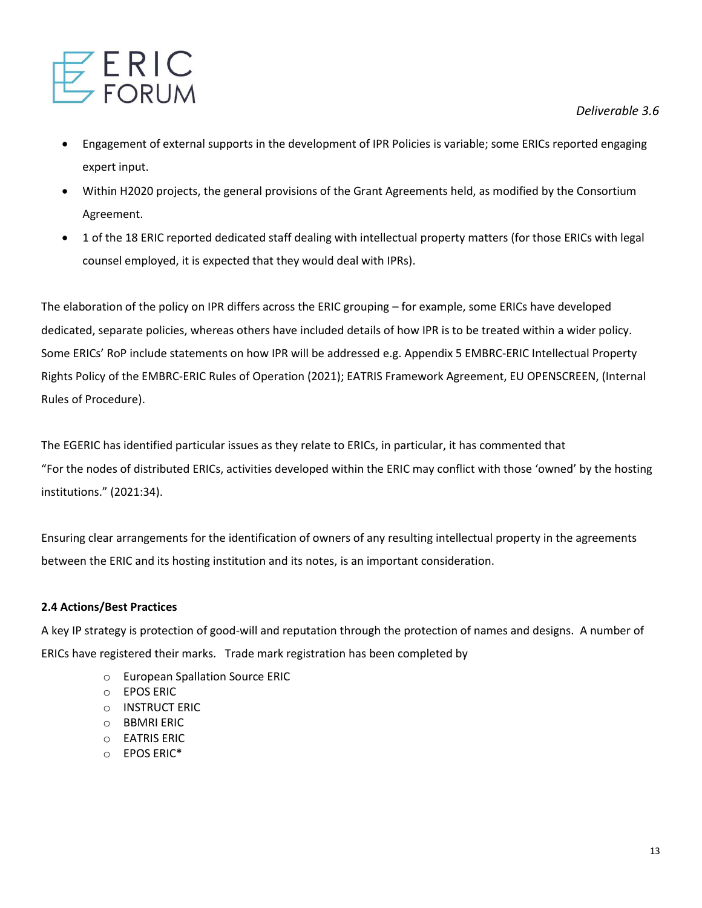- Engagement of external supports in the development of IPR Policies is variable; some ERICs reported engaging expert input.
- Within H2020 projects, the general provisions of the Grant Agreements held, as modified by the Consortium Agreement.
- 1 of the 18 ERIC reported dedicated staff dealing with intellectual property matters (for those ERICs with legal counsel employed, it is expected that they would deal with IPRs).

The elaboration of the policy on IPR differs across the ERIC grouping – for example, some ERICs have developed dedicated, separate policies, whereas others have included details of how IPR is to be treated within a wider policy. Some ERICs' RoP include statements on how IPR will be addressed e.g. Appendix 5 EMBRC-ERIC Intellectual Property Rights Policy of the EMBRC-ERIC Rules of Operation (2021); EATRIS Framework Agreement, EU OPENSCREEN, (Internal Rules of Procedure).

The EGERIC has identified particular issues as they relate to ERICs, in particular, it has commented that "For the nodes of distributed ERICs, activities developed within the ERIC may conflict with those 'owned' by the hosting institutions." (2021:34).

Ensuring clear arrangements for the identification of owners of any resulting intellectual property in the agreements between the ERIC and its hosting institution and its notes, is an important consideration.

**2.4 Actions/Best Practices**

A key IP strategy is protection of good-will and reputation through the protection of names and designs. A number of ERICs have registered their marks. Trade mark registration has been completed by

- European Spallation Source ERIC
- EPOS ERIC
- INSTRUCT ERIC
- BBMRI ERIC
- EATRIS ERIC
- EPOS ERIC*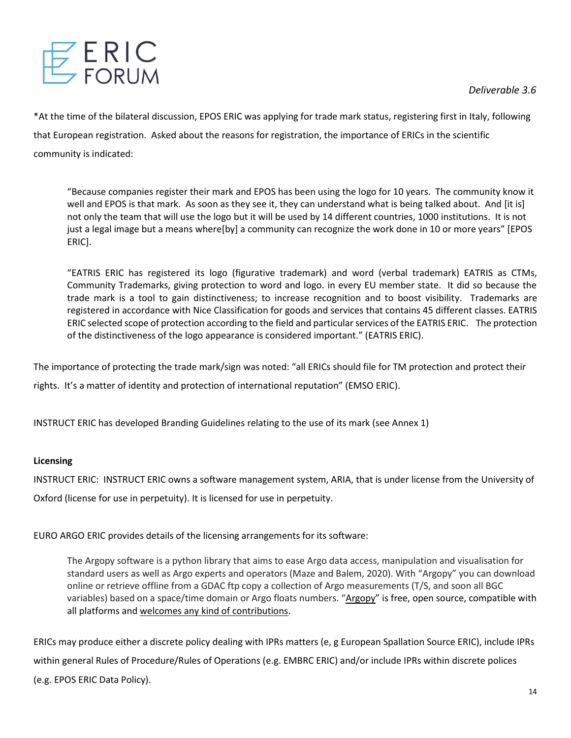*At the time of the bilateral discussion, EPOS ERIC was applying for trade mark status, registering first in Italy, following that European registration. Asked about the reasons for registration, the importance of ERICs in the scientific community is indicated:

> "Because companies register their mark and EPOS has been using the logo for 10 years. The community know it well and EPOS is that mark. As soon as they see it, they can understand what is being talked about. And [it is] not only the team that will use the logo but it will be used by 14 different countries, 1000 institutions. It is not just a legal image but a means where[by] a community can recognize the work done in 10 or more years" [EPOS ERIC].

> "EATRIS ERIC has registered its logo (figurative trademark) and word (verbal trademark) EATRIS as CTMs, Community Trademarks, giving protection to word and logo. in every EU member state. It did so because the trade mark is a tool to gain distinctiveness; to increase recognition and to boost visibility. Trademarks are registered in accordance with Nice Classification for goods and services that contains 45 different classes. EATRIS ERIC selected scope of protection according to the field and particular services of the EATRIS ERIC. The protection of the distinctiveness of the logo appearance is considered important." (EATRIS ERIC).

The importance of protecting the trade mark/sign was noted: "all ERICs should file for TM protection and protect their rights. It's a matter of identity and protection of international reputation" (EMSO ERIC).

INSTRUCT ERIC has developed Branding Guidelines relating to the use of its mark (see Annex 1)

**Licensing**

INSTRUCT ERIC: INSTRUCT ERIC owns a software management system, ARIA, that is under license from the University of Oxford (license for use in perpetuity). It is licensed for use in perpetuity.

EURO ARGO ERIC provides details of the licensing arrangements for its software:

> The Argopy software is a python library that aims to ease Argo data access, manipulation and visualisation for standard users as well as Argo experts and operators (Maze and Balem, 2020). With "Argopy" you can download online or retrieve offline from a GDAC ftp copy a collection of Argo measurements (T/S, and soon all BGC variables) based on a space/time domain or Argo floats numbers. "Argopy" is free, open source, compatible with all platforms and welcomes any kind of contributions.

ERICs may produce either a discrete policy dealing with IPRs matters (e, g European Spallation Source ERIC), include IPRs within general Rules of Procedure/Rules of Operations (e.g. EMBRC ERIC) and/or include IPRs within discrete polices (e.g. EPOS ERIC Data Policy).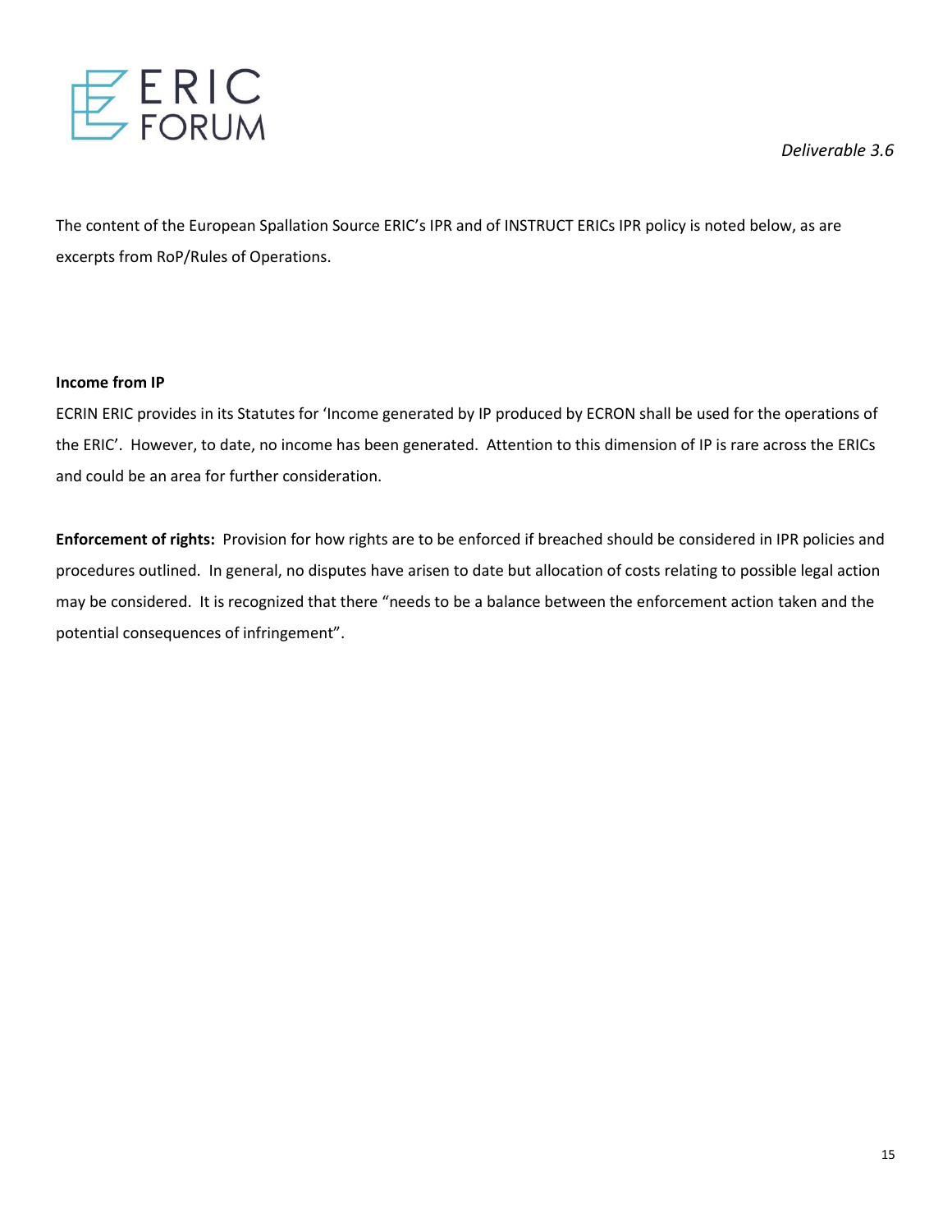The content of the European Spallation Source ERIC's IPR and of INSTRUCT ERICs IPR policy is noted below, as are excerpts from RoP/Rules of Operations.

**Income from IP**

ECRIN ERIC provides in its Statutes for 'Income generated by IP produced by ECRON shall be used for the operations of the ERIC'. However, to date, no income has been generated. Attention to this dimension of IP is rare across the ERICs and could be an area for further consideration.

**Enforcement of rights:** Provision for how rights are to be enforced if breached should be considered in IPR policies and procedures outlined. In general, no disputes have arisen to date but allocation of costs relating to possible legal action may be considered. It is recognized that there "needs to be a balance between the enforcement action taken and the potential consequences of infringement".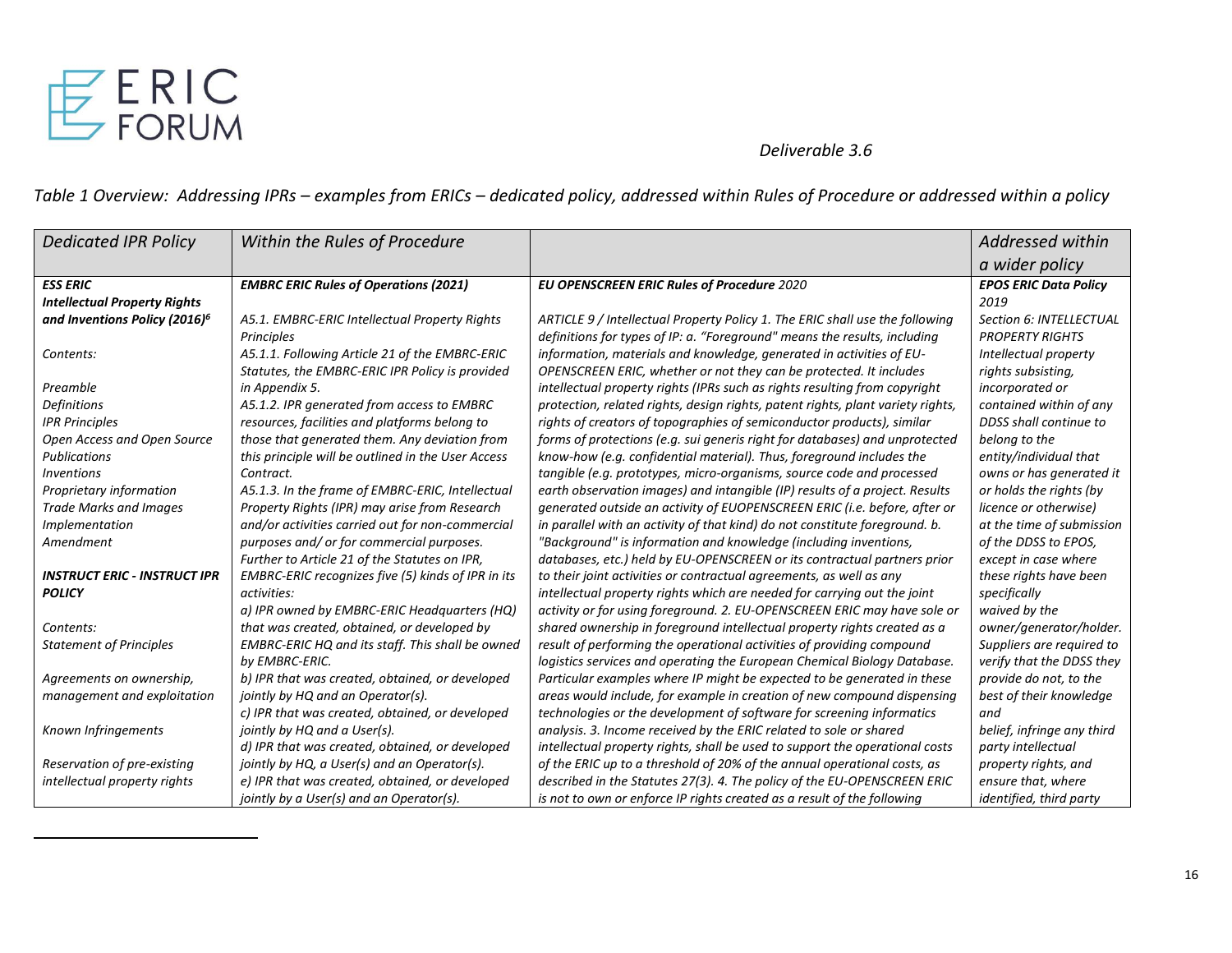*Table 1 Overview: Addressing IPRs – examples from ERICs – dedicated policy, addressed within Rules of Procedure or addressed within a policy*

| *Dedicated IPR Policy* | *Within the Rules of Procedure* | | *Addressed within a wider policy* |
|---|---|---|---|
| ***ESS ERIC Intellectual Property Rights and Inventions Policy (2016)***[6]<br><br>*Contents:*<br><br>*Preamble*<br>*Definitions*<br>*IPR Principles*<br>*Open Access and Open Source Publications*<br>*Inventions*<br>*Proprietary information*<br>*Trade Marks and Images*<br>*Implementation*<br>*Amendment*<br><br>***INSTRUCT ERIC - INSTRUCT IPR POLICY***<br><br>*Contents:*<br>*Statement of Principles*<br><br>*Agreements on ownership, management and exploitation*<br><br>*Known Infringements*<br><br>*Reservation of pre-existing intellectual property rights* | ***EMBRC ERIC Rules of Operations (2021)***<br><br>*A5.1. EMBRC-ERIC Intellectual Property Rights Principles*<br>*A5.1.1. Following Article 21 of the EMBRC-ERIC Statutes, the EMBRC-ERIC IPR Policy is provided in Appendix 5.*<br>*A5.1.2. IPR generated from access to EMBRC resources, facilities and platforms belong to those that generated them. Any deviation from this principle will be outlined in the User Access Contract.*<br>*A5.1.3. In the frame of EMBRC-ERIC, Intellectual Property Rights (IPR) may arise from Research and/or activities carried out for non-commercial purposes and/ or for commercial purposes. Further to Article 21 of the Statutes on IPR, EMBRC-ERIC recognizes five (5) kinds of IPR in its activities:*<br>*a) IPR owned by EMBRC-ERIC Headquarters (HQ) that was created, obtained, or developed by EMBRC-ERIC HQ and its staff. This shall be owned by EMBRC-ERIC.*<br>*b) IPR that was created, obtained, or developed jointly by HQ and an Operator(s).*<br>*c) IPR that was created, obtained, or developed jointly by HQ and a User(s).*<br>*d) IPR that was created, obtained, or developed jointly by HQ, a User(s) and an Operator(s).*<br>*e) IPR that was created, obtained, or developed jointly by a User(s) and an Operator(s).* | ***EU OPENSCREEN ERIC Rules of Procedure** 2020*<br><br>*ARTICLE 9 / Intellectual Property Policy 1. The ERIC shall use the following definitions for types of IP: a. "Foreground" means the results, including information, materials and knowledge, generated in activities of EU-OPENSCREEN ERIC, whether or not they can be protected. It includes intellectual property rights (IPRs such as rights resulting from copyright protection, related rights, design rights, patent rights, plant variety rights, rights of creators of topographies of semiconductor products), similar forms of protections (e.g. sui generis right for databases) and unprotected know-how (e.g. confidential material). Thus, foreground includes the tangible (e.g. prototypes, micro-organisms, source code and processed earth observation images) and intangible (IP) results of a project. Results generated outside an activity of EUOPENSCREEN ERIC (i.e. before, after or in parallel with an activity of that kind) do not constitute foreground. b. "Background" is information and knowledge (including inventions, databases, etc.) held by EU-OPENSCREEN or its contractual partners prior to their joint activities or contractual agreements, as well as any intellectual property rights which are needed for carrying out the joint activity or for using foreground. 2. EU-OPENSCREEN ERIC may have sole or shared ownership in foreground intellectual property rights created as a result of performing the operational activities of providing compound logistics services and operating the European Chemical Biology Database. Particular examples where IP might be expected to be generated in these areas would include, for example in creation of new compound dispensing technologies or the development of software for screening informatics analysis. 3. Income received by the ERIC related to sole or shared intellectual property rights, shall be used to support the operational costs of the ERIC up to a threshold of 20% of the annual operational costs, as described in the Statutes 27(3). 4. The policy of the EU-OPENSCREEN ERIC is not to own or enforce IP rights created as a result of the following* | ***EPOS ERIC Data Policy** 2019*<br>*Section 6: INTELLECTUAL PROPERTY RIGHTS*<br>*Intellectual property rights subsisting, incorporated or contained within of any DDSS shall continue to belong to the entity/individual that owns or has generated it or holds the rights (by licence or otherwise) at the time of submission of the DDSS to EPOS, except in case where these rights have been specifically waived by the owner/generator/holder. Suppliers are required to verify that the DDSS they provide do not, to the best of their knowledge and belief, infringe any third party intellectual property rights, and ensure that, where identified, third party* |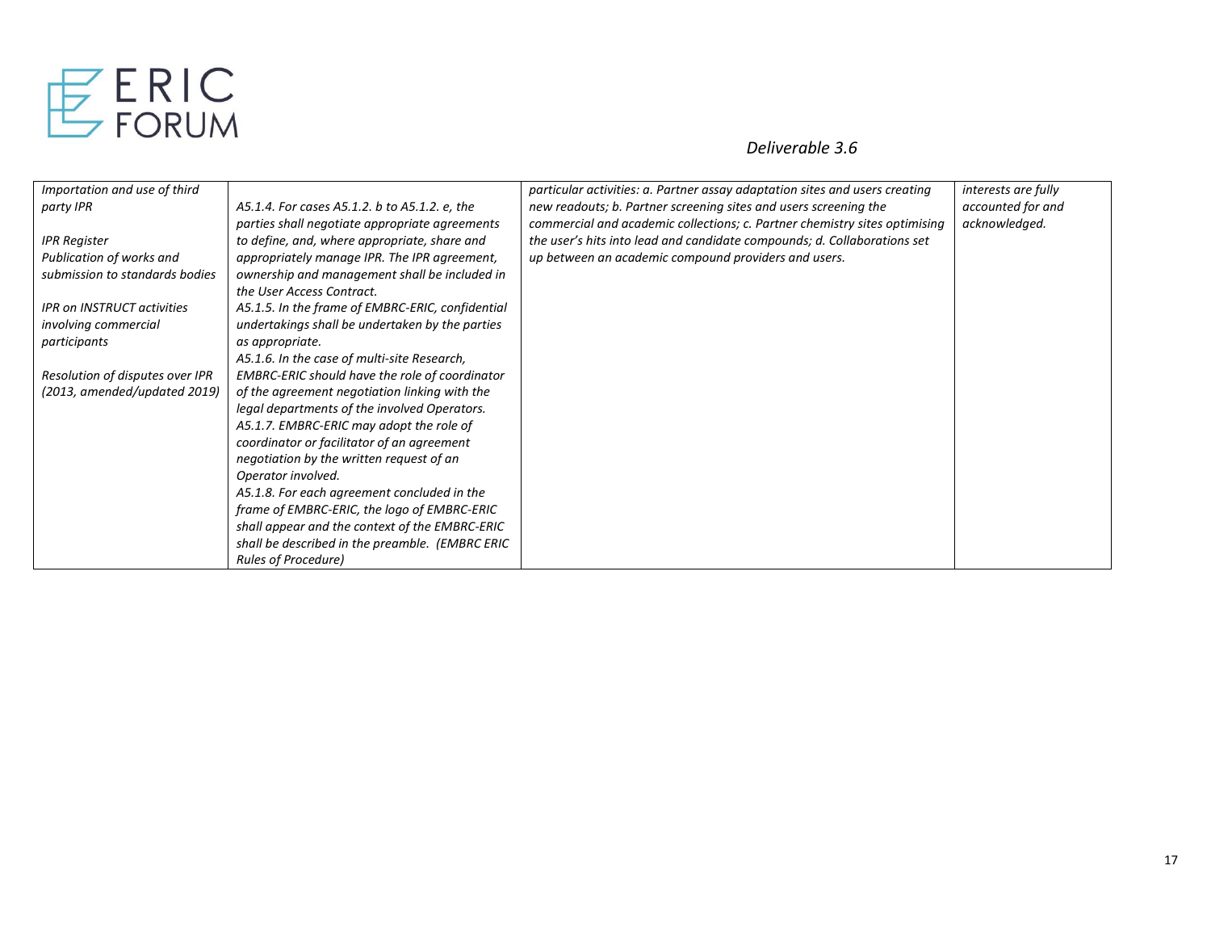| *Importation and use of third party IPR*<br><br>*IPR Register*<br>*Publication of works and submission to standards bodies*<br><br>*IPR on INSTRUCT activities involving commercial participants*<br><br>*Resolution of disputes over IPR (2013, amended/updated 2019)* | *A5.1.4. For cases A5.1.2. b to A5.1.2. e, the parties shall negotiate appropriate agreements to define, and, where appropriate, share and appropriately manage IPR. The IPR agreement, ownership and management shall be included in the User Access Contract.*<br>*A5.1.5. In the frame of EMBRC-ERIC, confidential undertakings shall be undertaken by the parties as appropriate.*<br>*A5.1.6. In the case of multi-site Research, EMBRC-ERIC should have the role of coordinator of the agreement negotiation linking with the legal departments of the involved Operators.*<br>*A5.1.7. EMBRC-ERIC may adopt the role of coordinator or facilitator of an agreement negotiation by the written request of an Operator involved.*<br>*A5.1.8. For each agreement concluded in the frame of EMBRC-ERIC, the logo of EMBRC-ERIC shall appear and the context of the EMBRC-ERIC shall be described in the preamble. (EMBRC ERIC Rules of Procedure)* | *particular activities: a. Partner assay adaptation sites and users creating new readouts; b. Partner screening sites and users screening the commercial and academic collections; c. Partner chemistry sites optimising the user's hits into lead and candidate compounds; d. Collaborations set up between an academic compound providers and users.* | *interests are fully accounted for and acknowledged.* |
|---|---|---|---|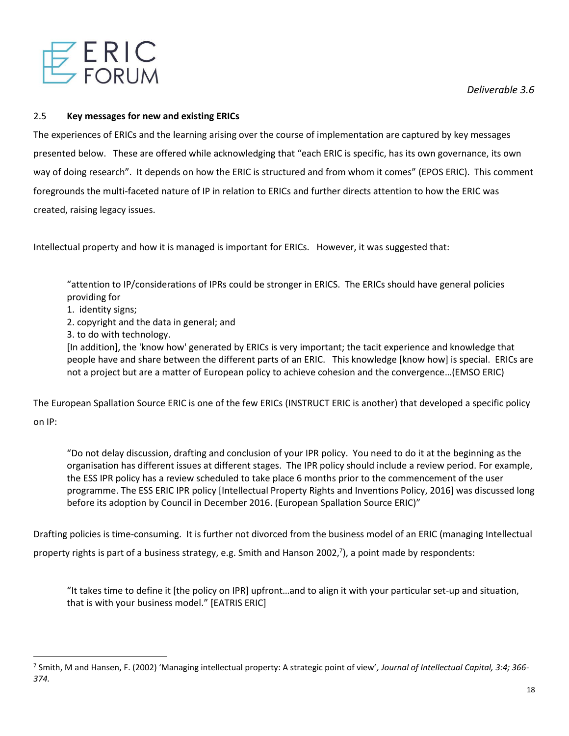## 2.5 **Key messages for new and existing ERICs**

The experiences of ERICs and the learning arising over the course of implementation are captured by key messages presented below. These are offered while acknowledging that "each ERIC is specific, has its own governance, its own way of doing research". It depends on how the ERIC is structured and from whom it comes" (EPOS ERIC). This comment foregrounds the multi-faceted nature of IP in relation to ERICs and further directs attention to how the ERIC was created, raising legacy issues.

Intellectual property and how it is managed is important for ERICs. However, it was suggested that:

> "attention to IP/considerations of IPRs could be stronger in ERICS. The ERICs should have general policies providing for
> 1. identity signs;
> 2. copyright and the data in general; and
> 3. to do with technology.
>
> [In addition], the 'know how' generated by ERICs is very important; the tacit experience and knowledge that people have and share between the different parts of an ERIC. This knowledge [know how] is special. ERICs are not a project but are a matter of European policy to achieve cohesion and the convergence…(EMSO ERIC)

The European Spallation Source ERIC is one of the few ERICs (INSTRUCT ERIC is another) that developed a specific policy on IP:

> "Do not delay discussion, drafting and conclusion of your IPR policy. You need to do it at the beginning as the organisation has different issues at different stages. The IPR policy should include a review period. For example, the ESS IPR policy has a review scheduled to take place 6 months prior to the commencement of the user programme. The ESS ERIC IPR policy [Intellectual Property Rights and Inventions Policy, 2016] was discussed long before its adoption by Council in December 2016. (European Spallation Source ERIC)"

Drafting policies is time-consuming. It is further not divorced from the business model of an ERIC (managing Intellectual property rights is part of a business strategy, e.g. Smith and Hanson 2002,[7]), a point made by respondents:

> "It takes time to define it [the policy on IPR] upfront…and to align it with your particular set-up and situation, that is with your business model." [EATRIS ERIC]

---

[7] Smith, M and Hansen, F. (2002) 'Managing intellectual property: A strategic point of view', *Journal of Intellectual Capital, 3:4; 366-374.*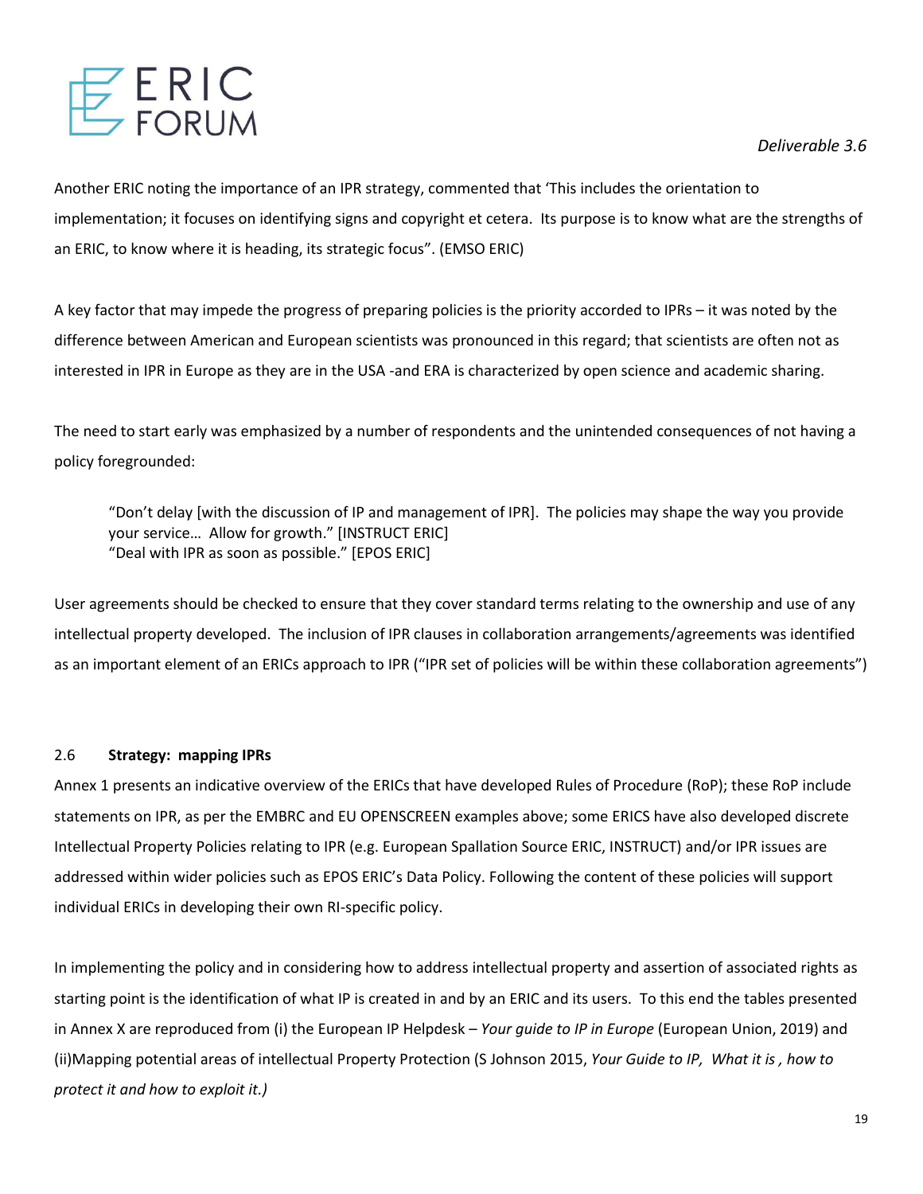Another ERIC noting the importance of an IPR strategy, commented that 'This includes the orientation to implementation; it focuses on identifying signs and copyright et cetera. Its purpose is to know what are the strengths of an ERIC, to know where it is heading, its strategic focus". (EMSO ERIC)

A key factor that may impede the progress of preparing policies is the priority accorded to IPRs – it was noted by the difference between American and European scientists was pronounced in this regard; that scientists are often not as interested in IPR in Europe as they are in the USA -and ERA is characterized by open science and academic sharing.

The need to start early was emphasized by a number of respondents and the unintended consequences of not having a policy foregrounded:

> "Don't delay [with the discussion of IP and management of IPR]. The policies may shape the way you provide your service… Allow for growth." [INSTRUCT ERIC]
> "Deal with IPR as soon as possible." [EPOS ERIC]

User agreements should be checked to ensure that they cover standard terms relating to the ownership and use of any intellectual property developed. The inclusion of IPR clauses in collaboration arrangements/agreements was identified as an important element of an ERICs approach to IPR ("IPR set of policies will be within these collaboration agreements")

## 2.6 **Strategy: mapping IPRs**

Annex 1 presents an indicative overview of the ERICs that have developed Rules of Procedure (RoP); these RoP include statements on IPR, as per the EMBRC and EU OPENSCREEN examples above; some ERICS have also developed discrete Intellectual Property Policies relating to IPR (e.g. European Spallation Source ERIC, INSTRUCT) and/or IPR issues are addressed within wider policies such as EPOS ERIC's Data Policy. Following the content of these policies will support individual ERICs in developing their own RI-specific policy.

In implementing the policy and in considering how to address intellectual property and assertion of associated rights as starting point is the identification of what IP is created in and by an ERIC and its users. To this end the tables presented in Annex X are reproduced from (i) the European IP Helpdesk – *Your guide to IP in Europe* (European Union, 2019) and (ii)Mapping potential areas of intellectual Property Protection (S Johnson 2015, *Your Guide to IP, What it is , how to protect it and how to exploit it.)*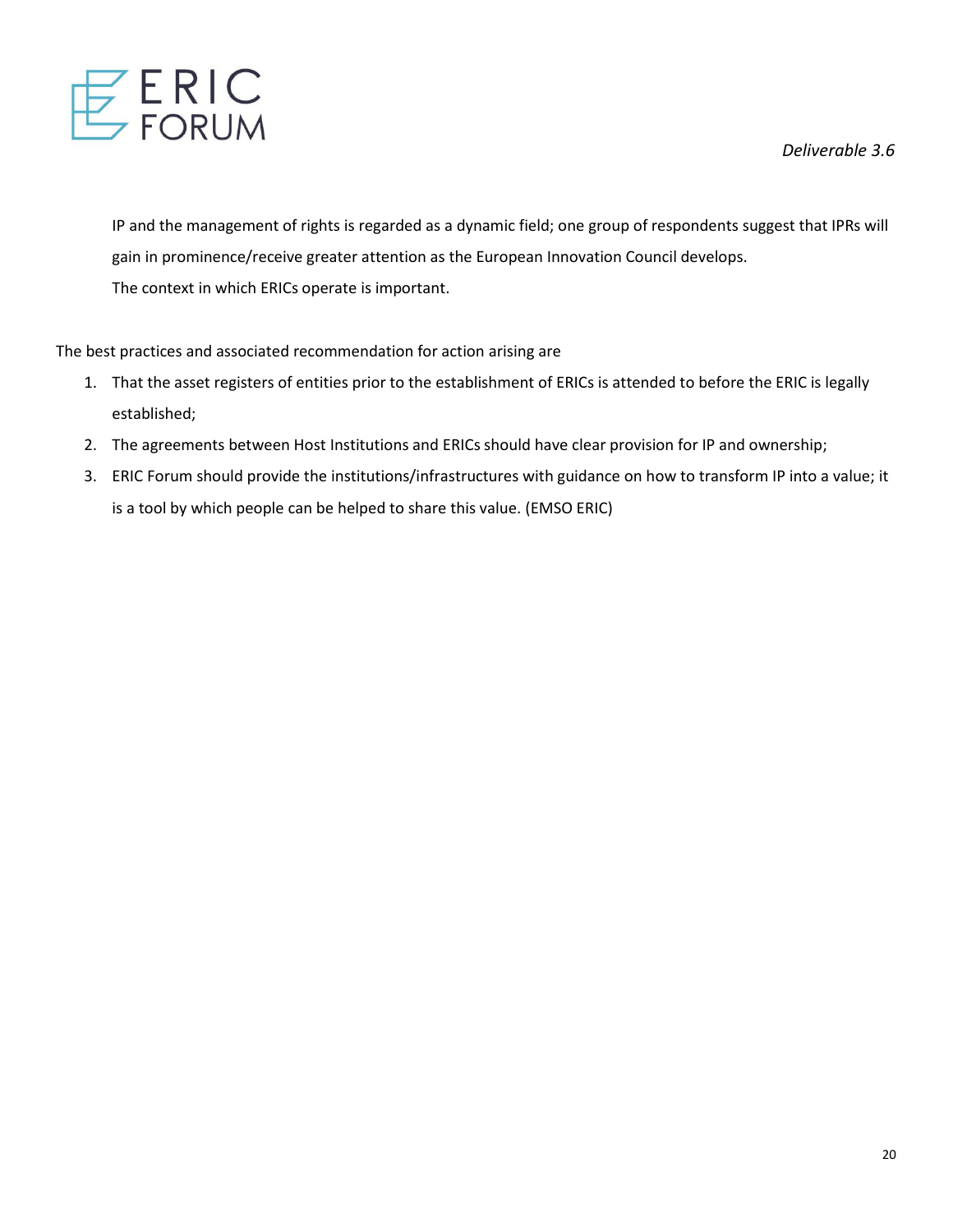IP and the management of rights is regarded as a dynamic field; one group of respondents suggest that IPRs will gain in prominence/receive greater attention as the European Innovation Council develops.

The context in which ERICs operate is important.

The best practices and associated recommendation for action arising are

1. That the asset registers of entities prior to the establishment of ERICs is attended to before the ERIC is legally established;
2. The agreements between Host Institutions and ERICs should have clear provision for IP and ownership;
3. ERIC Forum should provide the institutions/infrastructures with guidance on how to transform IP into a value; it is a tool by which people can be helped to share this value. (EMSO ERIC)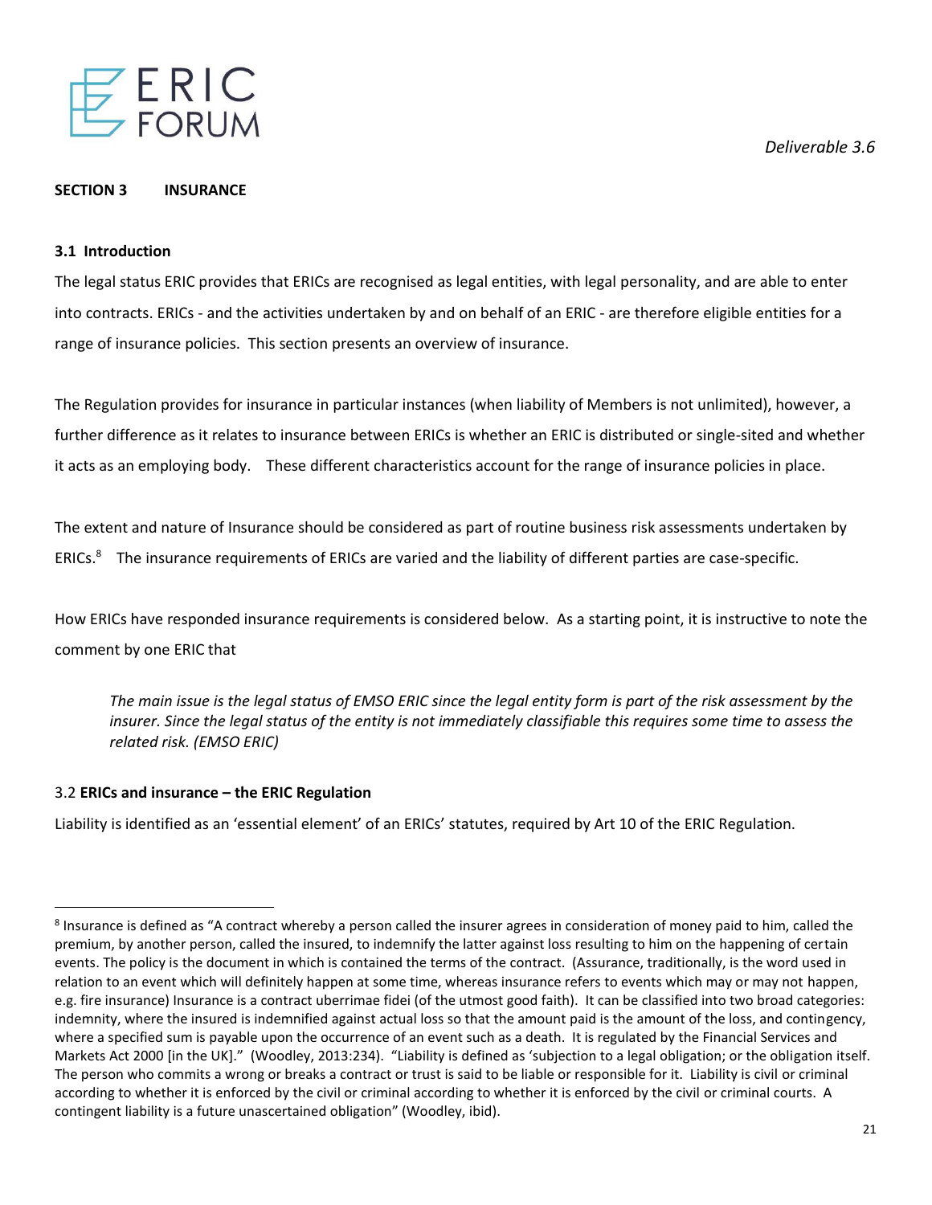## SECTION 3 INSURANCE

### 3.1 Introduction

The legal status ERIC provides that ERICs are recognised as legal entities, with legal personality, and are able to enter into contracts. ERICs - and the activities undertaken by and on behalf of an ERIC - are therefore eligible entities for a range of insurance policies. This section presents an overview of insurance.

The Regulation provides for insurance in particular instances (when liability of Members is not unlimited), however, a further difference as it relates to insurance between ERICs is whether an ERIC is distributed or single-sited and whether it acts as an employing body. These different characteristics account for the range of insurance policies in place.

The extent and nature of Insurance should be considered as part of routine business risk assessments undertaken by ERICs.[8] The insurance requirements of ERICs are varied and the liability of different parties are case-specific.

How ERICs have responded insurance requirements is considered below. As a starting point, it is instructive to note the comment by one ERIC that

> *The main issue is the legal status of EMSO ERIC since the legal entity form is part of the risk assessment by the insurer. Since the legal status of the entity is not immediately classifiable this requires some time to assess the related risk. (EMSO ERIC)*

### 3.2 ERICs and insurance – the ERIC Regulation

Liability is identified as an 'essential element' of an ERICs' statutes, required by Art 10 of the ERIC Regulation.

---

[8] Insurance is defined as "A contract whereby a person called the insurer agrees in consideration of money paid to him, called the premium, by another person, called the insured, to indemnify the latter against loss resulting to him on the happening of certain events. The policy is the document in which is contained the terms of the contract. (Assurance, traditionally, is the word used in relation to an event which will definitely happen at some time, whereas insurance refers to events which may or may not happen, e.g. fire insurance) Insurance is a contract uberrimae fidei (of the utmost good faith). It can be classified into two broad categories: indemnity, where the insured is indemnified against actual loss so that the amount paid is the amount of the loss, and contingency, where a specified sum is payable upon the occurrence of an event such as a death. It is regulated by the Financial Services and Markets Act 2000 [in the UK]." (Woodley, 2013:234). "Liability is defined as 'subjection to a legal obligation; or the obligation itself. The person who commits a wrong or breaks a contract or trust is said to be liable or responsible for it. Liability is civil or criminal according to whether it is enforced by the civil or criminal according to whether it is enforced by the civil or criminal courts. A contingent liability is a future unascertained obligation" (Woodley, ibid).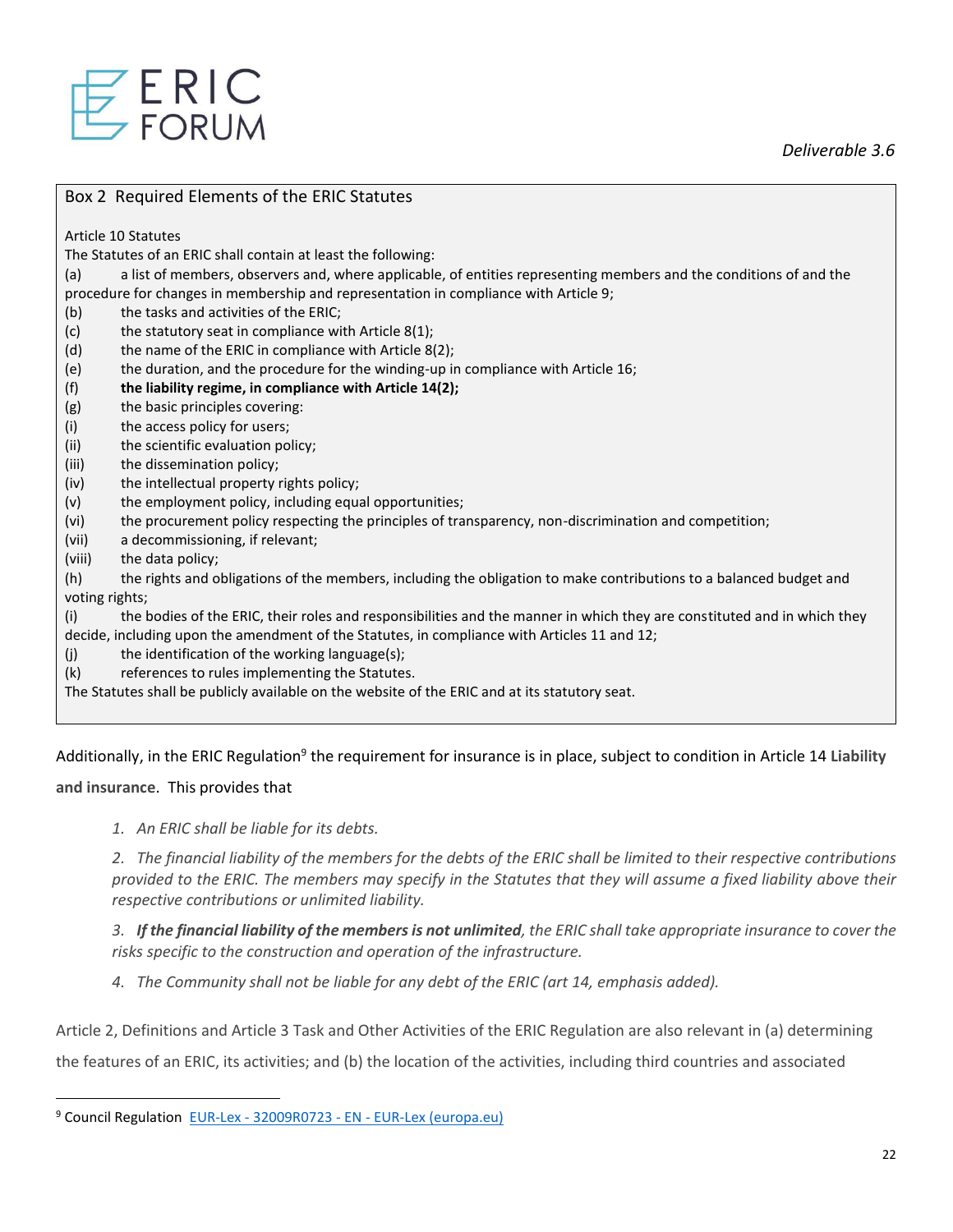Box 2 Required Elements of the ERIC Statutes

Article 10 Statutes

The Statutes of an ERIC shall contain at least the following:

(a) a list of members, observers and, where applicable, of entities representing members and the conditions of and the procedure for changes in membership and representation in compliance with Article 9;

(b) the tasks and activities of the ERIC;

(c) the statutory seat in compliance with Article 8(1);

(d) the name of the ERIC in compliance with Article 8(2);

(e) the duration, and the procedure for the winding-up in compliance with Article 16;

(f) **the liability regime, in compliance with Article 14(2);**

(g) the basic principles covering:

(i) the access policy for users;

(ii) the scientific evaluation policy;

(iii) the dissemination policy;

(iv) the intellectual property rights policy;

(v) the employment policy, including equal opportunities;

(vi) the procurement policy respecting the principles of transparency, non-discrimination and competition;

(vii) a decommissioning, if relevant;

(viii) the data policy;

(h) the rights and obligations of the members, including the obligation to make contributions to a balanced budget and voting rights;

(i) the bodies of the ERIC, their roles and responsibilities and the manner in which they are constituted and in which they decide, including upon the amendment of the Statutes, in compliance with Articles 11 and 12;

(j) the identification of the working language(s);

(k) references to rules implementing the Statutes.

The Statutes shall be publicly available on the website of the ERIC and at its statutory seat.

Additionally, in the ERIC Regulation[9] the requirement for insurance is in place, subject to condition in Article 14 **Liability and insurance**. This provides that

*1. An ERIC shall be liable for its debts.*

*2. The financial liability of the members for the debts of the ERIC shall be limited to their respective contributions provided to the ERIC. The members may specify in the Statutes that they will assume a fixed liability above their respective contributions or unlimited liability.*

*3.* ***If the financial liability of the members is not unlimited****, the ERIC shall take appropriate insurance to cover the risks specific to the construction and operation of the infrastructure.*

*4. The Community shall not be liable for any debt of the ERIC (art 14, emphasis added).*

Article 2, Definitions and Article 3 Task and Other Activities of the ERIC Regulation are also relevant in (a) determining the features of an ERIC, its activities; and (b) the location of the activities, including third countries and associated

[9] Council Regulation EUR-Lex - 32009R0723 - EN - EUR-Lex (europa.eu)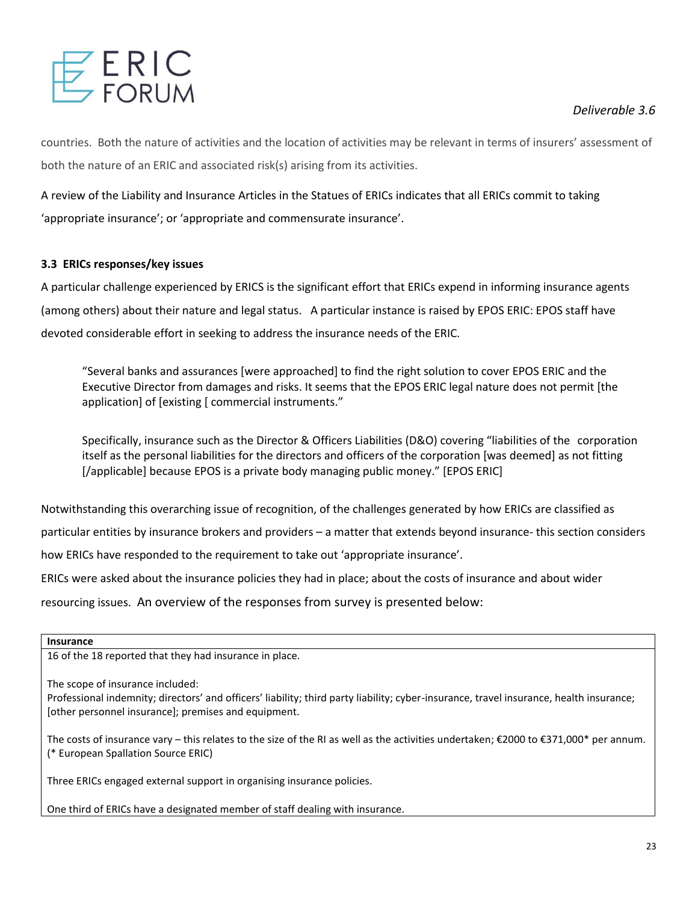countries. Both the nature of activities and the location of activities may be relevant in terms of insurers' assessment of both the nature of an ERIC and associated risk(s) arising from its activities.

A review of the Liability and Insurance Articles in the Statues of ERICs indicates that all ERICs commit to taking 'appropriate insurance'; or 'appropriate and commensurate insurance'.

### 3.3 ERICs responses/key issues

A particular challenge experienced by ERICS is the significant effort that ERICs expend in informing insurance agents (among others) about their nature and legal status. A particular instance is raised by EPOS ERIC: EPOS staff have devoted considerable effort in seeking to address the insurance needs of the ERIC.

> "Several banks and assurances [were approached] to find the right solution to cover EPOS ERIC and the Executive Director from damages and risks. It seems that the EPOS ERIC legal nature does not permit [the application] of [existing [ commercial instruments."
>
> Specifically, insurance such as the Director & Officers Liabilities (D&O) covering "liabilities of the corporation itself as the personal liabilities for the directors and officers of the corporation [was deemed] as not fitting [/applicable] because EPOS is a private body managing public money." [EPOS ERIC]

Notwithstanding this overarching issue of recognition, of the challenges generated by how ERICs are classified as particular entities by insurance brokers and providers – a matter that extends beyond insurance- this section considers how ERICs have responded to the requirement to take out 'appropriate insurance'.

ERICs were asked about the insurance policies they had in place; about the costs of insurance and about wider resourcing issues. An overview of the responses from survey is presented below:

| **Insurance** |
|---|
| 16 of the 18 reported that they had insurance in place.<br><br>The scope of insurance included:<br>Professional indemnity; directors' and officers' liability; third party liability; cyber-insurance, travel insurance, health insurance; [other personnel insurance]; premises and equipment.<br><br>The costs of insurance vary – this relates to the size of the RI as well as the activities undertaken; €2000 to €371,000* per annum. (* European Spallation Source ERIC)<br><br>Three ERICs engaged external support in organising insurance policies.<br><br>One third of ERICs have a designated member of staff dealing with insurance. |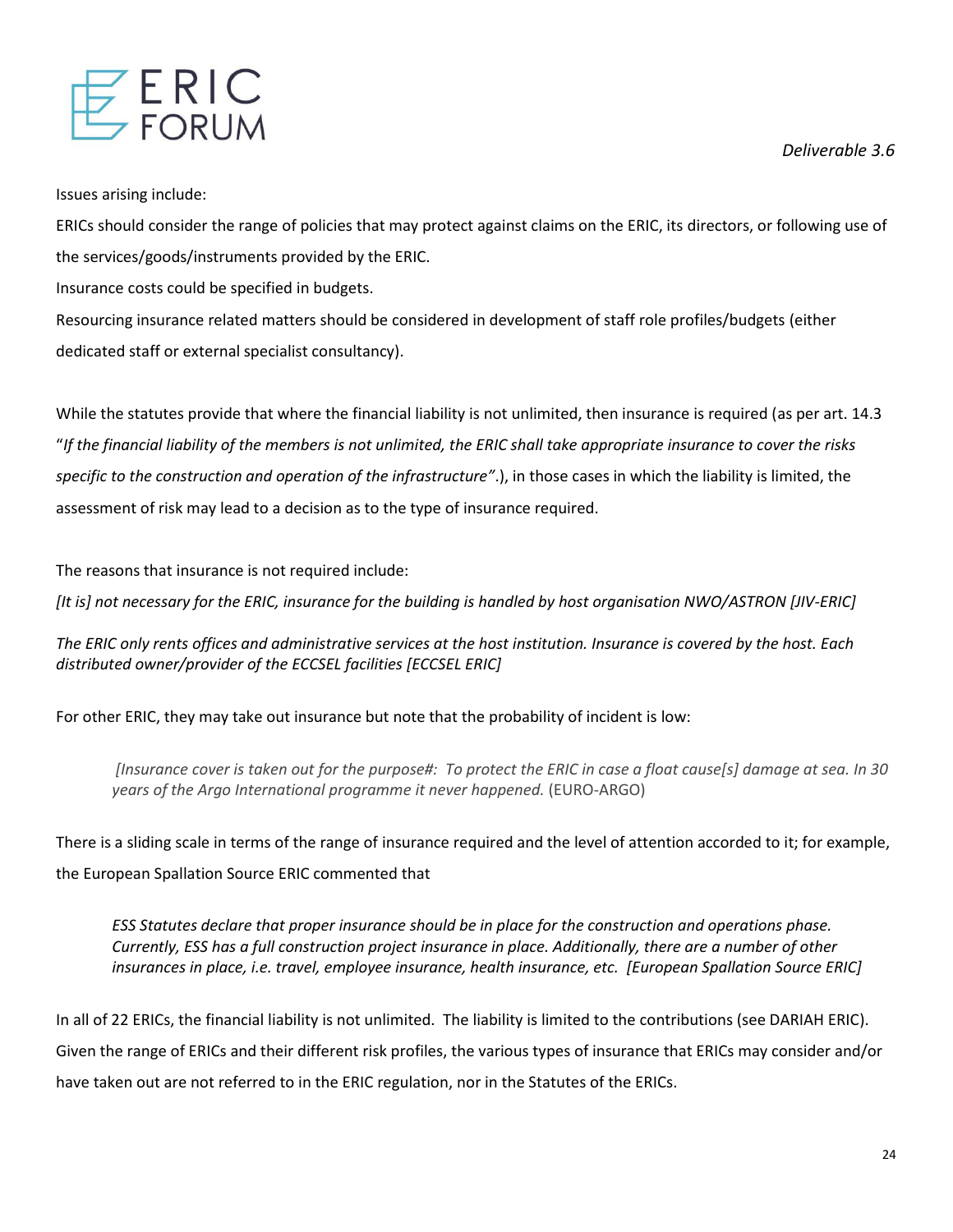Issues arising include:

ERICs should consider the range of policies that may protect against claims on the ERIC, its directors, or following use of the services/goods/instruments provided by the ERIC.

Insurance costs could be specified in budgets.

Resourcing insurance related matters should be considered in development of staff role profiles/budgets (either dedicated staff or external specialist consultancy).

While the statutes provide that where the financial liability is not unlimited, then insurance is required (as per art. 14.3 "*If the financial liability of the members is not unlimited, the ERIC shall take appropriate insurance to cover the risks specific to the construction and operation of the infrastructure"*.), in those cases in which the liability is limited, the assessment of risk may lead to a decision as to the type of insurance required.

The reasons that insurance is not required include:

*[It is] not necessary for the ERIC, insurance for the building is handled by host organisation NWO/ASTRON [JIV-ERIC]*

*The ERIC only rents offices and administrative services at the host institution. Insurance is covered by the host. Each distributed owner/provider of the ECCSEL facilities [ECCSEL ERIC]*

For other ERIC, they may take out insurance but note that the probability of incident is low:

> *[Insurance cover is taken out for the purpose#: To protect the ERIC in case a float cause[s] damage at sea. In 30 years of the Argo International programme it never happened.* (EURO-ARGO)

There is a sliding scale in terms of the range of insurance required and the level of attention accorded to it; for example, the European Spallation Source ERIC commented that

> *ESS Statutes declare that proper insurance should be in place for the construction and operations phase. Currently, ESS has a full construction project insurance in place. Additionally, there are a number of other insurances in place, i.e. travel, employee insurance, health insurance, etc. [European Spallation Source ERIC]*

In all of 22 ERICs, the financial liability is not unlimited. The liability is limited to the contributions (see DARIAH ERIC). Given the range of ERICs and their different risk profiles, the various types of insurance that ERICs may consider and/or have taken out are not referred to in the ERIC regulation, nor in the Statutes of the ERICs.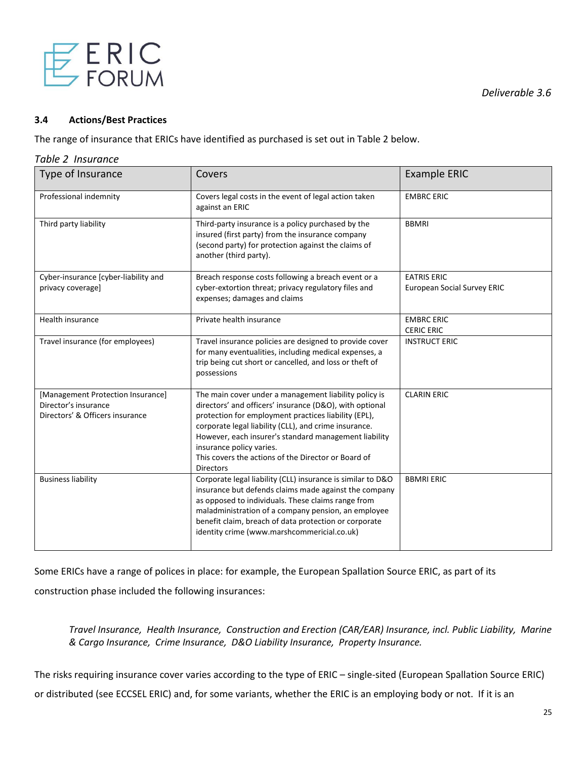### 3.4 Actions/Best Practices

The range of insurance that ERICs have identified as purchased is set out in Table 2 below.

*Table 2 Insurance*

| Type of Insurance | Covers | Example ERIC |
|---|---|---|
| Professional indemnity | Covers legal costs in the event of legal action taken against an ERIC | EMBRC ERIC |
| Third party liability | Third-party insurance is a policy purchased by the insured (first party) from the insurance company (second party) for protection against the claims of another (third party). | BBMRI |
| Cyber-insurance [cyber-liability and privacy coverage] | Breach response costs following a breach event or a cyber-extortion threat; privacy regulatory files and expenses; damages and claims | EATRIS ERIC<br>European Social Survey ERIC |
| Health insurance | Private health insurance | EMBRC ERIC<br>CERIC ERIC |
| Travel insurance (for employees) | Travel insurance policies are designed to provide cover for many eventualities, including medical expenses, a trip being cut short or cancelled, and loss or theft of possessions | INSTRUCT ERIC |
| [Management Protection Insurance]<br>Director's insurance<br>Directors' & Officers insurance | The main cover under a management liability policy is directors' and officers' insurance (D&O), with optional protection for employment practices liability (EPL), corporate legal liability (CLL), and crime insurance. However, each insurer's standard management liability insurance policy varies.<br>This covers the actions of the Director or Board of Directors | CLARIN ERIC |
| Business liability | Corporate legal liability (CLL) insurance is similar to D&O insurance but defends claims made against the company as opposed to individuals. These claims range from maladministration of a company pension, an employee benefit claim, breach of data protection or corporate identity crime (www.marshcommericial.co.uk) | BBMRI ERIC |

Some ERICs have a range of polices in place: for example, the European Spallation Source ERIC, as part of its construction phase included the following insurances:

> *Travel Insurance, Health Insurance, Construction and Erection (CAR/EAR) Insurance, incl. Public Liability, Marine & Cargo Insurance, Crime Insurance, D&O Liability Insurance, Property Insurance.*

The risks requiring insurance cover varies according to the type of ERIC – single-sited (European Spallation Source ERIC) or distributed (see ECCSEL ERIC) and, for some variants, whether the ERIC is an employing body or not. If it is an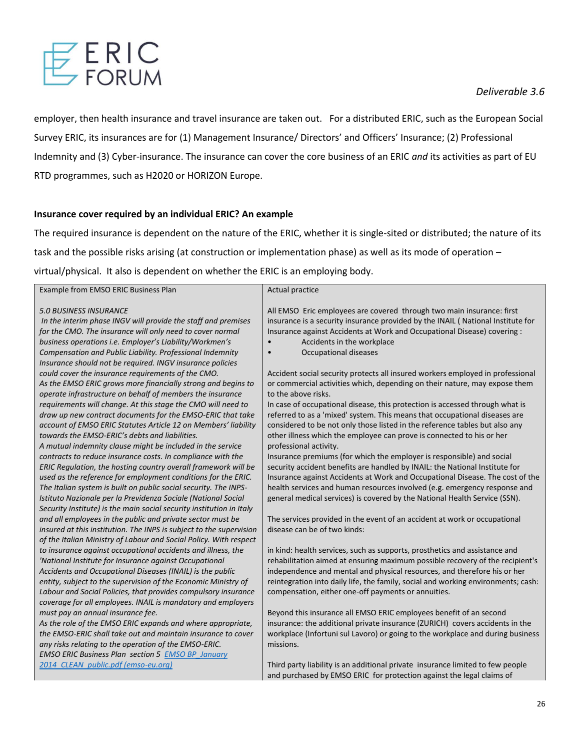employer, then health insurance and travel insurance are taken out. For a distributed ERIC, such as the European Social Survey ERIC, its insurances are for (1) Management Insurance/ Directors' and Officers' Insurance; (2) Professional Indemnity and (3) Cyber-insurance. The insurance can cover the core business of an ERIC *and* its activities as part of EU RTD programmes, such as H2020 or HORIZON Europe.

**Insurance cover required by an individual ERIC? An example**

The required insurance is dependent on the nature of the ERIC, whether it is single-sited or distributed; the nature of its task and the possible risks arising (at construction or implementation phase) as well as its mode of operation – virtual/physical. It also is dependent on whether the ERIC is an employing body.

| Example from EMSO ERIC Business Plan | Actual practice |
|---|---|
| *5.0 BUSINESS INSURANCE*<br>*In the interim phase INGV will provide the staff and premises for the CMO. The insurance will only need to cover normal business operations i.e. Employer's Liability/Workmen's Compensation and Public Liability. Professional Indemnity Insurance should not be required. INGV insurance policies could cover the insurance requirements of the CMO.*<br>*As the EMSO ERIC grows more financially strong and begins to operate infrastructure on behalf of members the insurance requirements will change. At this stage the CMO will need to draw up new contract documents for the EMSO-ERIC that take account of EMSO ERIC Statutes Article 12 on Members' liability towards the EMSO-ERIC's debts and liabilities.*<br>*A mutual indemnity clause might be included in the service contracts to reduce insurance costs. In compliance with the ERIC Regulation, the hosting country overall framework will be used as the reference for employment conditions for the ERIC. The Italian system is built on public social security. The INPS-Istituto Nazionale per la Previdenza Sociale (National Social Security Institute) is the main social security institution in Italy and all employees in the public and private sector must be insured at this institution. The INPS is subject to the supervision of the Italian Ministry of Labour and Social Policy. With respect to insurance against occupational accidents and illness, the 'National Institute for Insurance against Occupational Accidents and Occupational Diseases (INAIL) is the public entity, subject to the supervision of the Economic Ministry of Labour and Social Policies, that provides compulsory insurance coverage for all employees. INAIL is mandatory and employers must pay an annual insurance fee.*<br>*As the role of the EMSO ERIC expands and where appropriate, the EMSO-ERIC shall take out and maintain insurance to cover any risks relating to the operation of the EMSO-ERIC.*<br>*EMSO ERIC Business Plan section 5* *EMSO BP_January 2014_CLEAN_public.pdf (emso-eu.org)* | All EMSO Eric employees are covered through two main insurance: first insurance is a security insurance provided by the INAIL ( National Institute for Insurance against Accidents at Work and Occupational Disease) covering :<br>• Accidents in the workplace<br>• Occupational diseases<br><br>Accident social security protects all insured workers employed in professional or commercial activities which, depending on their nature, may expose them to the above risks.<br>In case of occupational disease, this protection is accessed through what is referred to as a 'mixed' system. This means that occupational diseases are considered to be not only those listed in the reference tables but also any other illness which the employee can prove is connected to his or her professional activity.<br>Insurance premiums (for which the employer is responsible) and social security accident benefits are handled by INAIL: the National Institute for Insurance against Accidents at Work and Occupational Disease. The cost of the health services and human resources involved (e.g. emergency response and general medical services) is covered by the National Health Service (SSN).<br><br>The services provided in the event of an accident at work or occupational disease can be of two kinds:<br><br>in kind: health services, such as supports, prosthetics and assistance and rehabilitation aimed at ensuring maximum possible recovery of the recipient's independence and mental and physical resources, and therefore his or her reintegration into daily life, the family, social and working environments; cash: compensation, either one-off payments or annuities.<br><br>Beyond this insurance all EMSO ERIC employees benefit of an second insurance: the additional private insurance (ZURICH) covers accidents in the workplace (Infortuni sul Lavoro) or going to the workplace and during business missions.<br><br>Third party liability is an additional private insurance limited to few people and purchased by EMSO ERIC for protection against the legal claims of |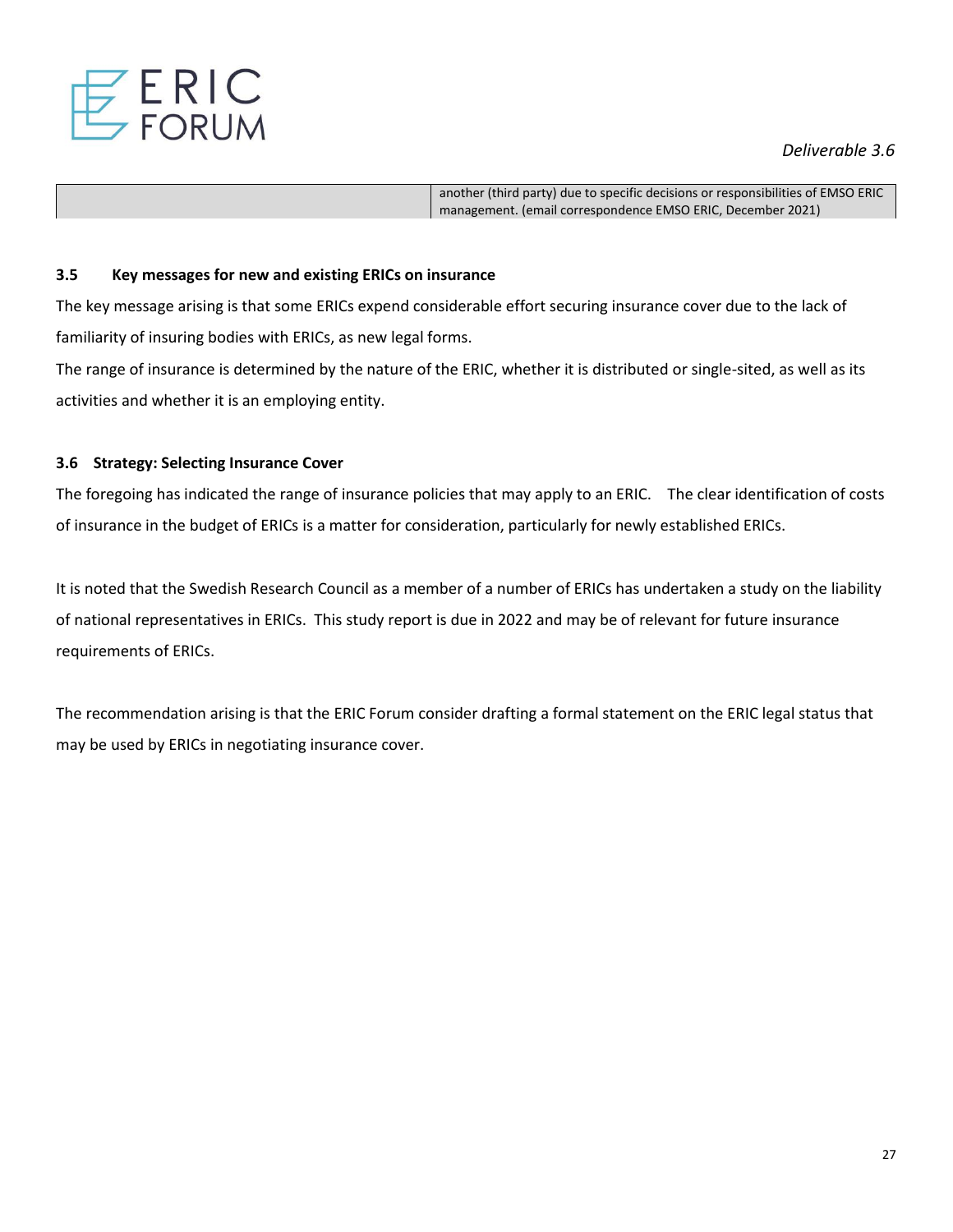|  | another (third party) due to specific decisions or responsibilities of EMSO ERIC management. (email correspondence EMSO ERIC, December 2021) |
|---|---|

### 3.5 Key messages for new and existing ERICs on insurance

The key message arising is that some ERICs expend considerable effort securing insurance cover due to the lack of familiarity of insuring bodies with ERICs, as new legal forms.

The range of insurance is determined by the nature of the ERIC, whether it is distributed or single-sited, as well as its activities and whether it is an employing entity.

### 3.6 Strategy: Selecting Insurance Cover

The foregoing has indicated the range of insurance policies that may apply to an ERIC. The clear identification of costs of insurance in the budget of ERICs is a matter for consideration, particularly for newly established ERICs.

It is noted that the Swedish Research Council as a member of a number of ERICs has undertaken a study on the liability of national representatives in ERICs. This study report is due in 2022 and may be of relevant for future insurance requirements of ERICs.

The recommendation arising is that the ERIC Forum consider drafting a formal statement on the ERIC legal status that may be used by ERICs in negotiating insurance cover.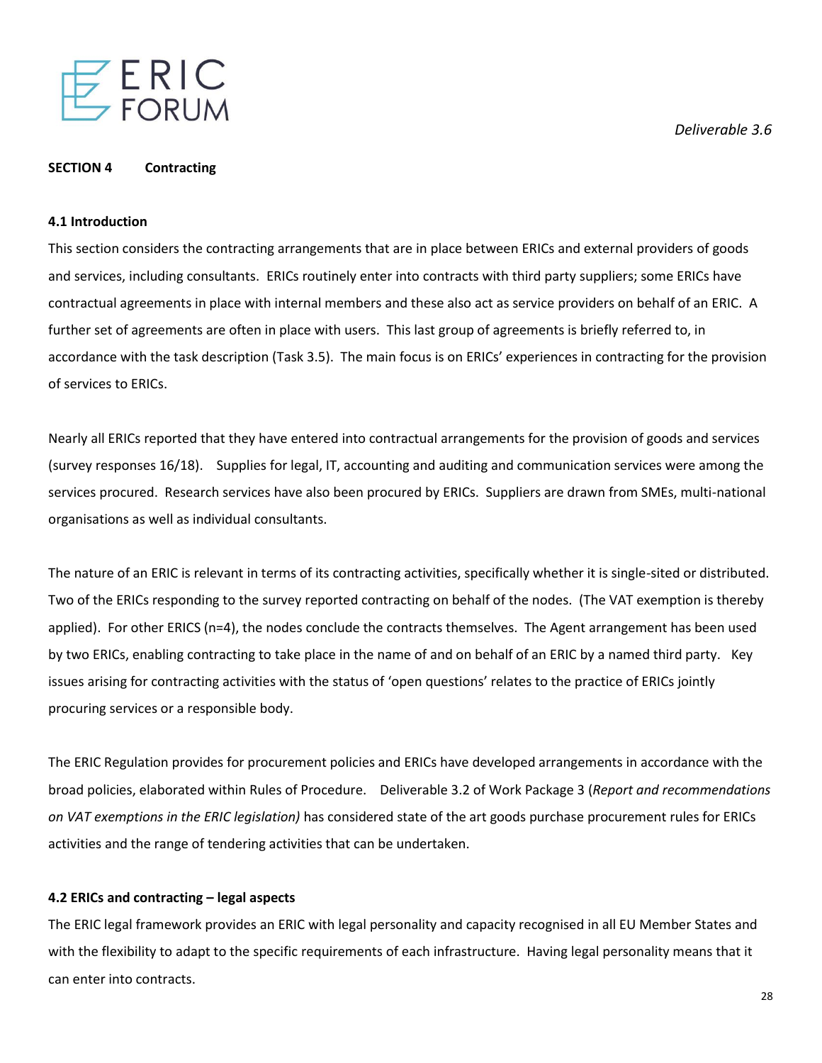## SECTION 4 Contracting

### 4.1 Introduction

This section considers the contracting arrangements that are in place between ERICs and external providers of goods and services, including consultants. ERICs routinely enter into contracts with third party suppliers; some ERICs have contractual agreements in place with internal members and these also act as service providers on behalf of an ERIC. A further set of agreements are often in place with users. This last group of agreements is briefly referred to, in accordance with the task description (Task 3.5). The main focus is on ERICs' experiences in contracting for the provision of services to ERICs.

Nearly all ERICs reported that they have entered into contractual arrangements for the provision of goods and services (survey responses 16/18). Supplies for legal, IT, accounting and auditing and communication services were among the services procured. Research services have also been procured by ERICs. Suppliers are drawn from SMEs, multi-national organisations as well as individual consultants.

The nature of an ERIC is relevant in terms of its contracting activities, specifically whether it is single-sited or distributed. Two of the ERICs responding to the survey reported contracting on behalf of the nodes. (The VAT exemption is thereby applied). For other ERICS (n=4), the nodes conclude the contracts themselves. The Agent arrangement has been used by two ERICs, enabling contracting to take place in the name of and on behalf of an ERIC by a named third party. Key issues arising for contracting activities with the status of 'open questions' relates to the practice of ERICs jointly procuring services or a responsible body.

The ERIC Regulation provides for procurement policies and ERICs have developed arrangements in accordance with the broad policies, elaborated within Rules of Procedure. Deliverable 3.2 of Work Package 3 (*Report and recommendations on VAT exemptions in the ERIC legislation)* has considered state of the art goods purchase procurement rules for ERICs activities and the range of tendering activities that can be undertaken.

### 4.2 ERICs and contracting – legal aspects

The ERIC legal framework provides an ERIC with legal personality and capacity recognised in all EU Member States and with the flexibility to adapt to the specific requirements of each infrastructure. Having legal personality means that it can enter into contracts.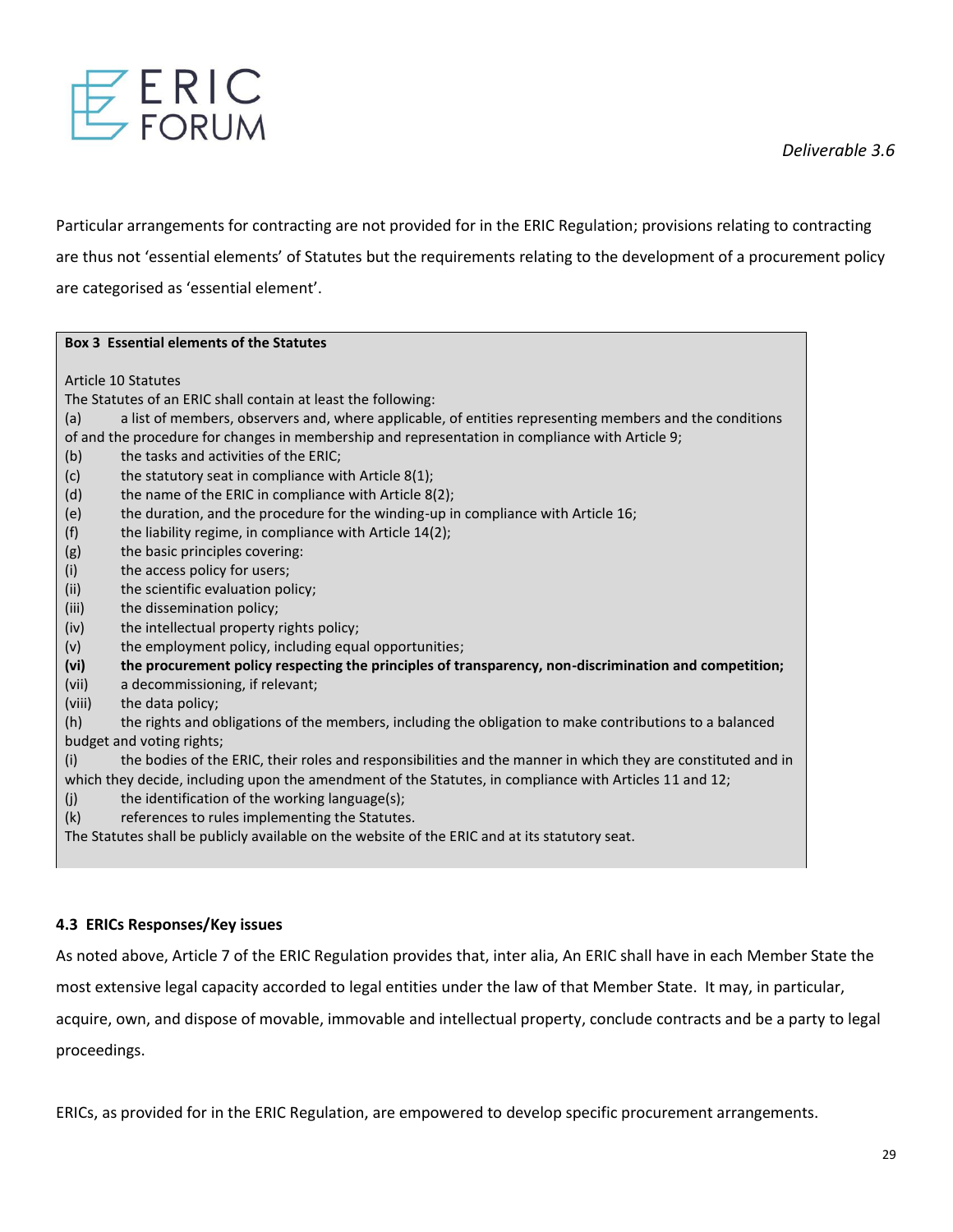Particular arrangements for contracting are not provided for in the ERIC Regulation; provisions relating to contracting are thus not 'essential elements' of Statutes but the requirements relating to the development of a procurement policy are categorised as 'essential element'.

> **Box 3 Essential elements of the Statutes**
>
> Article 10 Statutes
>
> The Statutes of an ERIC shall contain at least the following:
>
> (a) a list of members, observers and, where applicable, of entities representing members and the conditions of and the procedure for changes in membership and representation in compliance with Article 9;
>
> (b) the tasks and activities of the ERIC;
>
> (c) the statutory seat in compliance with Article 8(1);
>
> (d) the name of the ERIC in compliance with Article 8(2);
>
> (e) the duration, and the procedure for the winding-up in compliance with Article 16;
>
> (f) the liability regime, in compliance with Article 14(2);
>
> (g) the basic principles covering:
>
> (i) the access policy for users;
>
> (ii) the scientific evaluation policy;
>
> (iii) the dissemination policy;
>
> (iv) the intellectual property rights policy;
>
> (v) the employment policy, including equal opportunities;
>
> **(vi) the procurement policy respecting the principles of transparency, non-discrimination and competition;**
>
> (vii) a decommissioning, if relevant;
>
> (viii) the data policy;
>
> (h) the rights and obligations of the members, including the obligation to make contributions to a balanced budget and voting rights;
>
> (i) the bodies of the ERIC, their roles and responsibilities and the manner in which they are constituted and in which they decide, including upon the amendment of the Statutes, in compliance with Articles 11 and 12;
>
> (j) the identification of the working language(s);
>
> (k) references to rules implementing the Statutes.
>
> The Statutes shall be publicly available on the website of the ERIC and at its statutory seat.

### 4.3 ERICs Responses/Key issues

As noted above, Article 7 of the ERIC Regulation provides that, inter alia, An ERIC shall have in each Member State the most extensive legal capacity accorded to legal entities under the law of that Member State. It may, in particular, acquire, own, and dispose of movable, immovable and intellectual property, conclude contracts and be a party to legal proceedings.

ERICs, as provided for in the ERIC Regulation, are empowered to develop specific procurement arrangements.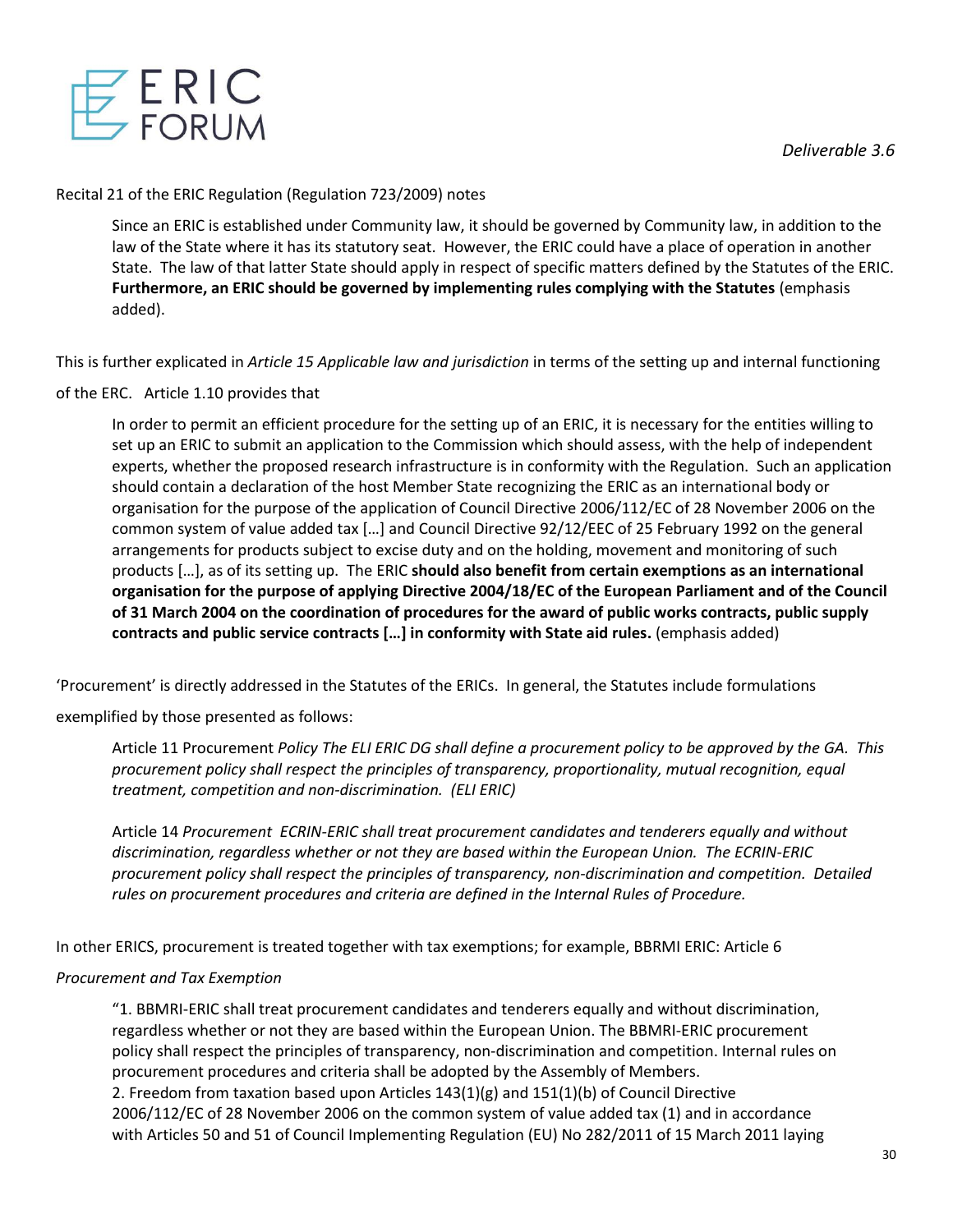Recital 21 of the ERIC Regulation (Regulation 723/2009) notes

> Since an ERIC is established under Community law, it should be governed by Community law, in addition to the law of the State where it has its statutory seat. However, the ERIC could have a place of operation in another State. The law of that latter State should apply in respect of specific matters defined by the Statutes of the ERIC. **Furthermore, an ERIC should be governed by implementing rules complying with the Statutes** (emphasis added).

This is further explicated in *Article 15 Applicable law and jurisdiction* in terms of the setting up and internal functioning of the ERC. Article 1.10 provides that

> In order to permit an efficient procedure for the setting up of an ERIC, it is necessary for the entities willing to set up an ERIC to submit an application to the Commission which should assess, with the help of independent experts, whether the proposed research infrastructure is in conformity with the Regulation. Such an application should contain a declaration of the host Member State recognizing the ERIC as an international body or organisation for the purpose of the application of Council Directive 2006/112/EC of 28 November 2006 on the common system of value added tax […] and Council Directive 92/12/EEC of 25 February 1992 on the general arrangements for products subject to excise duty and on the holding, movement and monitoring of such products […], as of its setting up. The ERIC **should also benefit from certain exemptions as an international organisation for the purpose of applying Directive 2004/18/EC of the European Parliament and of the Council of 31 March 2004 on the coordination of procedures for the award of public works contracts, public supply contracts and public service contracts […] in conformity with State aid rules.** (emphasis added)

'Procurement' is directly addressed in the Statutes of the ERICs. In general, the Statutes include formulations exemplified by those presented as follows:

> Article 11 Procurement *Policy The ELI ERIC DG shall define a procurement policy to be approved by the GA. This procurement policy shall respect the principles of transparency, proportionality, mutual recognition, equal treatment, competition and non-discrimination. (ELI ERIC)*
>
> Article 14 *Procurement ECRIN-ERIC shall treat procurement candidates and tenderers equally and without discrimination, regardless whether or not they are based within the European Union. The ECRIN-ERIC procurement policy shall respect the principles of transparency, non-discrimination and competition. Detailed rules on procurement procedures and criteria are defined in the Internal Rules of Procedure.*

In other ERICS, procurement is treated together with tax exemptions; for example, BBRMI ERIC: Article 6

*Procurement and Tax Exemption*

> "1. BBMRI-ERIC shall treat procurement candidates and tenderers equally and without discrimination, regardless whether or not they are based within the European Union. The BBMRI-ERIC procurement policy shall respect the principles of transparency, non-discrimination and competition. Internal rules on procurement procedures and criteria shall be adopted by the Assembly of Members.
> 2. Freedom from taxation based upon Articles 143(1)(g) and 151(1)(b) of Council Directive 2006/112/EC of 28 November 2006 on the common system of value added tax (1) and in accordance with Articles 50 and 51 of Council Implementing Regulation (EU) No 282/2011 of 15 March 2011 laying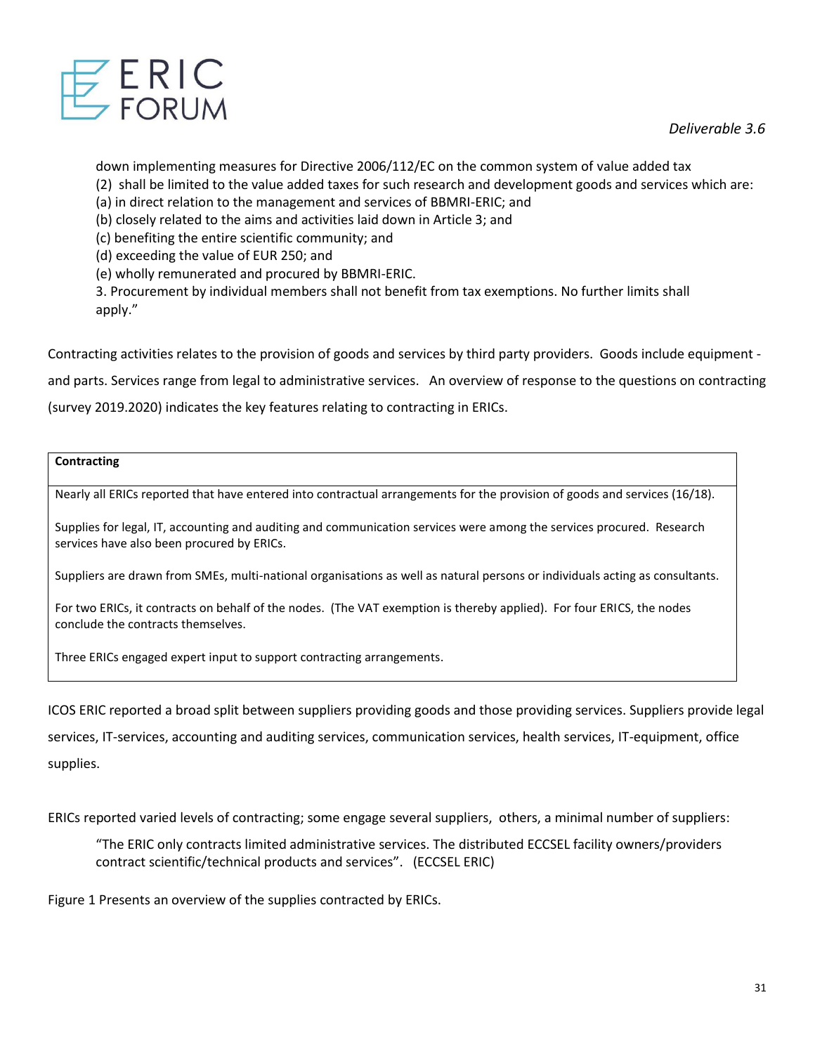down implementing measures for Directive 2006/112/EC on the common system of value added tax
(2) shall be limited to the value added taxes for such research and development goods and services which are:
(a) in direct relation to the management and services of BBMRI-ERIC; and
(b) closely related to the aims and activities laid down in Article 3; and
(c) benefiting the entire scientific community; and
(d) exceeding the value of EUR 250; and
(e) wholly remunerated and procured by BBMRI-ERIC.
3. Procurement by individual members shall not benefit from tax exemptions. No further limits shall apply."

Contracting activities relates to the provision of goods and services by third party providers. Goods include equipment - and parts. Services range from legal to administrative services. An overview of response to the questions on contracting (survey 2019.2020) indicates the key features relating to contracting in ERICs.

| **Contracting** |
|---|
| Nearly all ERICs reported that have entered into contractual arrangements for the provision of goods and services (16/18).<br><br>Supplies for legal, IT, accounting and auditing and communication services were among the services procured. Research services have also been procured by ERICs.<br><br>Suppliers are drawn from SMEs, multi-national organisations as well as natural persons or individuals acting as consultants.<br><br>For two ERICs, it contracts on behalf of the nodes. (The VAT exemption is thereby applied). For four ERICS, the nodes conclude the contracts themselves.<br><br>Three ERICs engaged expert input to support contracting arrangements. |

ICOS ERIC reported a broad split between suppliers providing goods and those providing services. Suppliers provide legal services, IT-services, accounting and auditing services, communication services, health services, IT-equipment, office supplies.

ERICs reported varied levels of contracting; some engage several suppliers, others, a minimal number of suppliers:

> "The ERIC only contracts limited administrative services. The distributed ECCSEL facility owners/providers contract scientific/technical products and services". (ECCSEL ERIC)

Figure 1 Presents an overview of the supplies contracted by ERICs.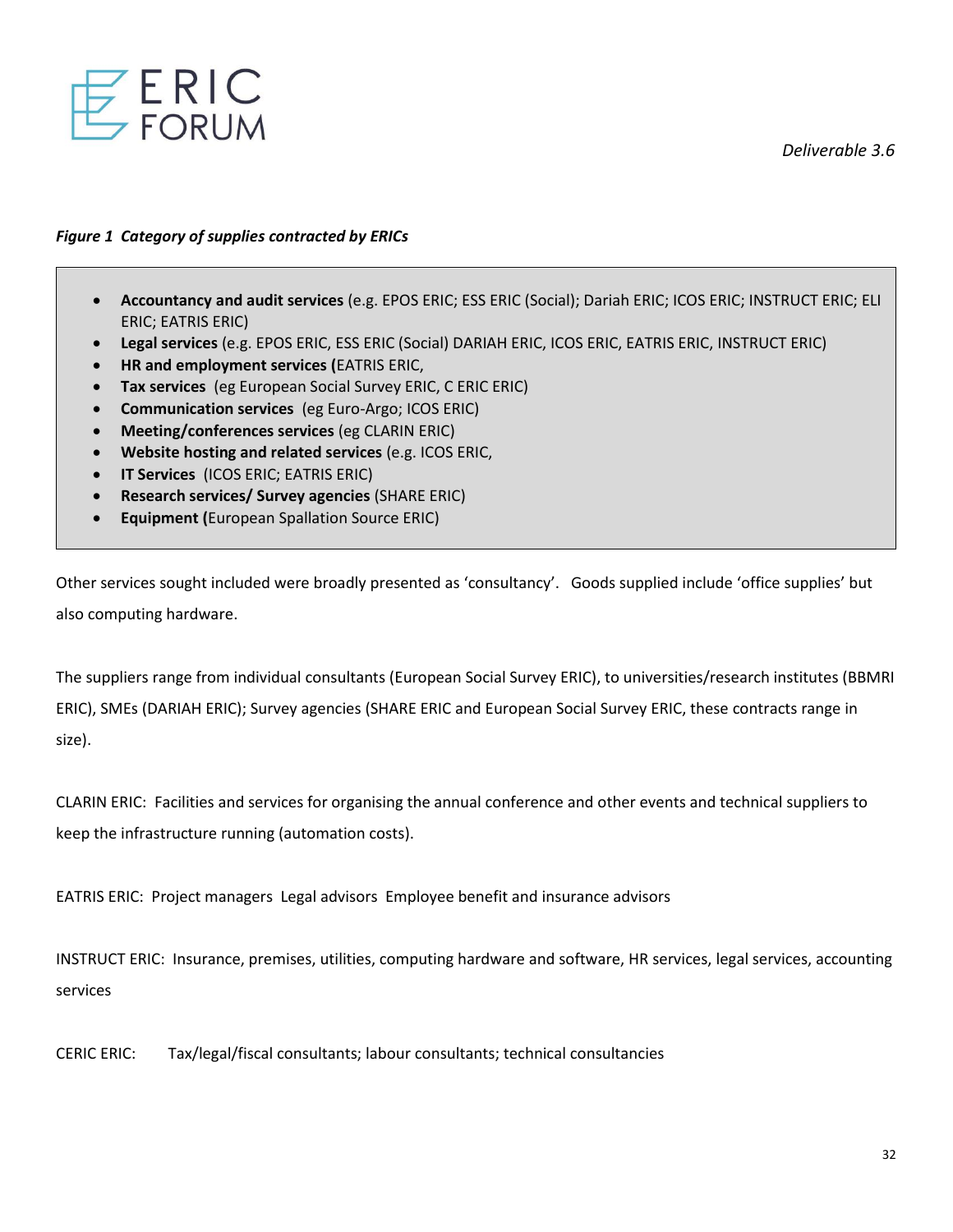*Figure 1  Category of supplies contracted by ERICs*

- **Accountancy and audit services** (e.g. EPOS ERIC; ESS ERIC (Social); Dariah ERIC; ICOS ERIC; INSTRUCT ERIC; ELI ERIC; EATRIS ERIC)
- **Legal services** (e.g. EPOS ERIC, ESS ERIC (Social) DARIAH ERIC, ICOS ERIC, EATRIS ERIC, INSTRUCT ERIC)
- **HR and employment services (**EATRIS ERIC,
- **Tax services**  (eg European Social Survey ERIC, C ERIC ERIC)
- **Communication services**  (eg Euro-Argo; ICOS ERIC)
- **Meeting/conferences services** (eg CLARIN ERIC)
- **Website hosting and related services** (e.g. ICOS ERIC,
- **IT Services**  (ICOS ERIC; EATRIS ERIC)
- **Research services/ Survey agencies** (SHARE ERIC)
- **Equipment (**European Spallation Source ERIC)

Other services sought included were broadly presented as 'consultancy'.   Goods supplied include 'office supplies' but also computing hardware.

The suppliers range from individual consultants (European Social Survey ERIC), to universities/research institutes (BBMRI ERIC), SMEs (DARIAH ERIC); Survey agencies (SHARE ERIC and European Social Survey ERIC, these contracts range in size).

CLARIN ERIC:  Facilities and services for organising the annual conference and other events and technical suppliers to keep the infrastructure running (automation costs).

EATRIS ERIC:  Project managers  Legal advisors  Employee benefit and insurance advisors

INSTRUCT ERIC:  Insurance, premises, utilities, computing hardware and software, HR services, legal services, accounting services

CERIC ERIC:     Tax/legal/fiscal consultants; labour consultants; technical consultancies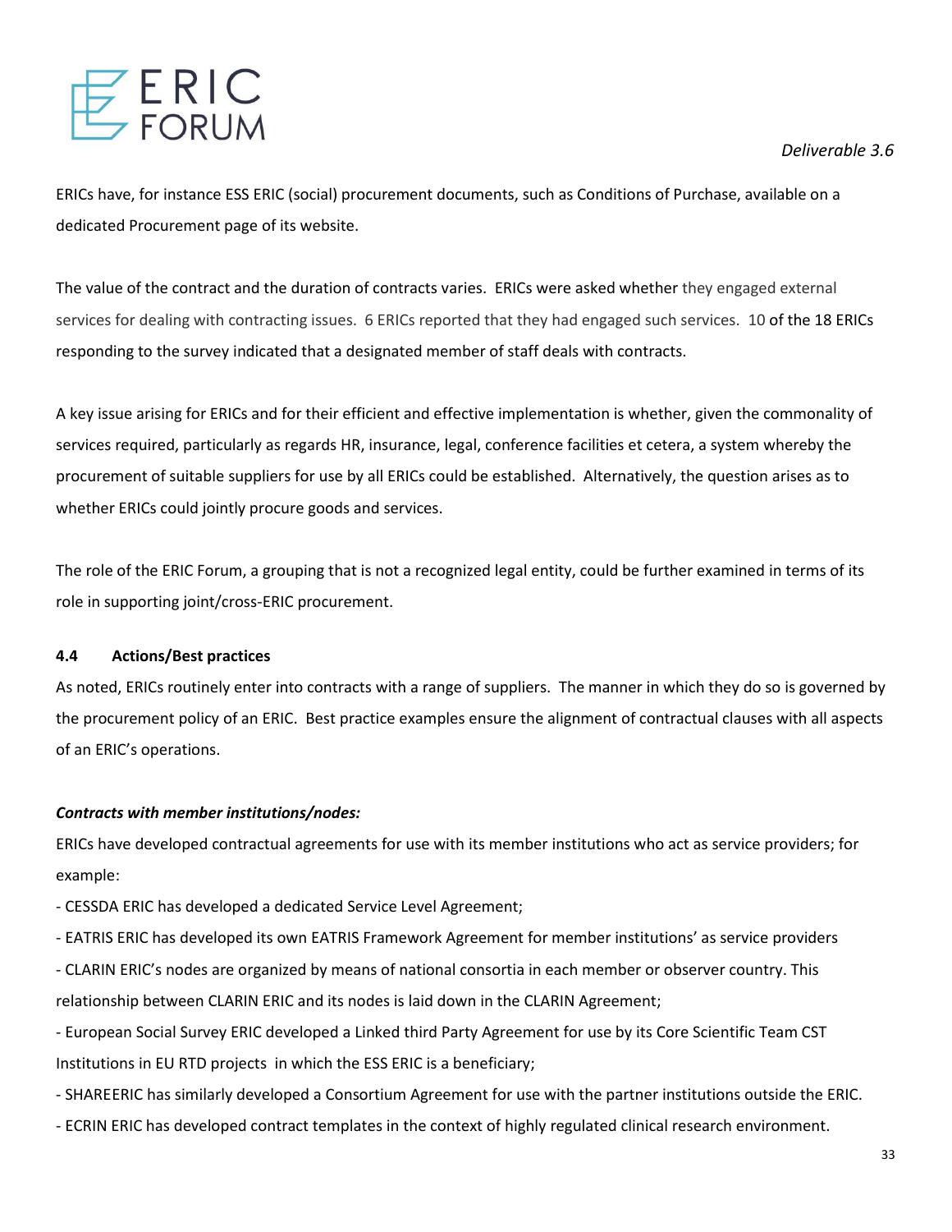ERICs have, for instance ESS ERIC (social) procurement documents, such as Conditions of Purchase, available on a dedicated Procurement page of its website.

The value of the contract and the duration of contracts varies. ERICs were asked whether they engaged external services for dealing with contracting issues. 6 ERICs reported that they had engaged such services. 10 of the 18 ERICs responding to the survey indicated that a designated member of staff deals with contracts.

A key issue arising for ERICs and for their efficient and effective implementation is whether, given the commonality of services required, particularly as regards HR, insurance, legal, conference facilities et cetera, a system whereby the procurement of suitable suppliers for use by all ERICs could be established. Alternatively, the question arises as to whether ERICs could jointly procure goods and services.

The role of the ERIC Forum, a grouping that is not a recognized legal entity, could be further examined in terms of its role in supporting joint/cross-ERIC procurement.

### 4.4 Actions/Best practices

As noted, ERICs routinely enter into contracts with a range of suppliers. The manner in which they do so is governed by the procurement policy of an ERIC. Best practice examples ensure the alignment of contractual clauses with all aspects of an ERIC's operations.

***Contracts with member institutions/nodes:***

ERICs have developed contractual agreements for use with its member institutions who act as service providers; for example:

- CESSDA ERIC has developed a dedicated Service Level Agreement;
- EATRIS ERIC has developed its own EATRIS Framework Agreement for member institutions' as service providers
- CLARIN ERIC's nodes are organized by means of national consortia in each member or observer country. This relationship between CLARIN ERIC and its nodes is laid down in the CLARIN Agreement;
- European Social Survey ERIC developed a Linked third Party Agreement for use by its Core Scientific Team CST Institutions in EU RTD projects in which the ESS ERIC is a beneficiary;
- SHAREERIC has similarly developed a Consortium Agreement for use with the partner institutions outside the ERIC.
- ECRIN ERIC has developed contract templates in the context of highly regulated clinical research environment.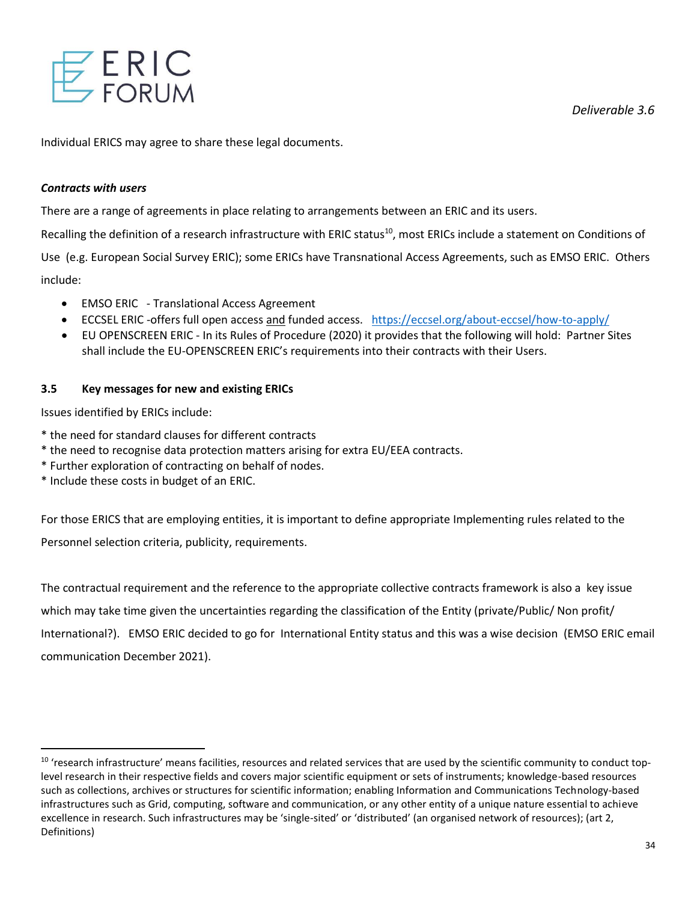Individual ERICS may agree to share these legal documents.

***Contracts with users***

There are a range of agreements in place relating to arrangements between an ERIC and its users.

Recalling the definition of a research infrastructure with ERIC status[10], most ERICs include a statement on Conditions of Use (e.g. European Social Survey ERIC); some ERICs have Transnational Access Agreements, such as EMSO ERIC. Others include:

- EMSO ERIC - Translational Access Agreement
- ECCSEL ERIC -offers full open access and funded access. https://eccsel.org/about-eccsel/how-to-apply/
- EU OPENSCREEN ERIC - In its Rules of Procedure (2020) it provides that the following will hold: Partner Sites shall include the EU-OPENSCREEN ERIC's requirements into their contracts with their Users.

### 3.5 Key messages for new and existing ERICs

Issues identified by ERICs include:

* the need for standard clauses for different contracts
* the need to recognise data protection matters arising for extra EU/EEA contracts.
* Further exploration of contracting on behalf of nodes.
* Include these costs in budget of an ERIC.

For those ERICS that are employing entities, it is important to define appropriate Implementing rules related to the Personnel selection criteria, publicity, requirements.

The contractual requirement and the reference to the appropriate collective contracts framework is also a key issue which may take time given the uncertainties regarding the classification of the Entity (private/Public/ Non profit/ International?). EMSO ERIC decided to go for International Entity status and this was a wise decision (EMSO ERIC email communication December 2021).

[10] 'research infrastructure' means facilities, resources and related services that are used by the scientific community to conduct top-level research in their respective fields and covers major scientific equipment or sets of instruments; knowledge-based resources such as collections, archives or structures for scientific information; enabling Information and Communications Technology-based infrastructures such as Grid, computing, software and communication, or any other entity of a unique nature essential to achieve excellence in research. Such infrastructures may be 'single-sited' or 'distributed' (an organised network of resources); (art 2, Definitions)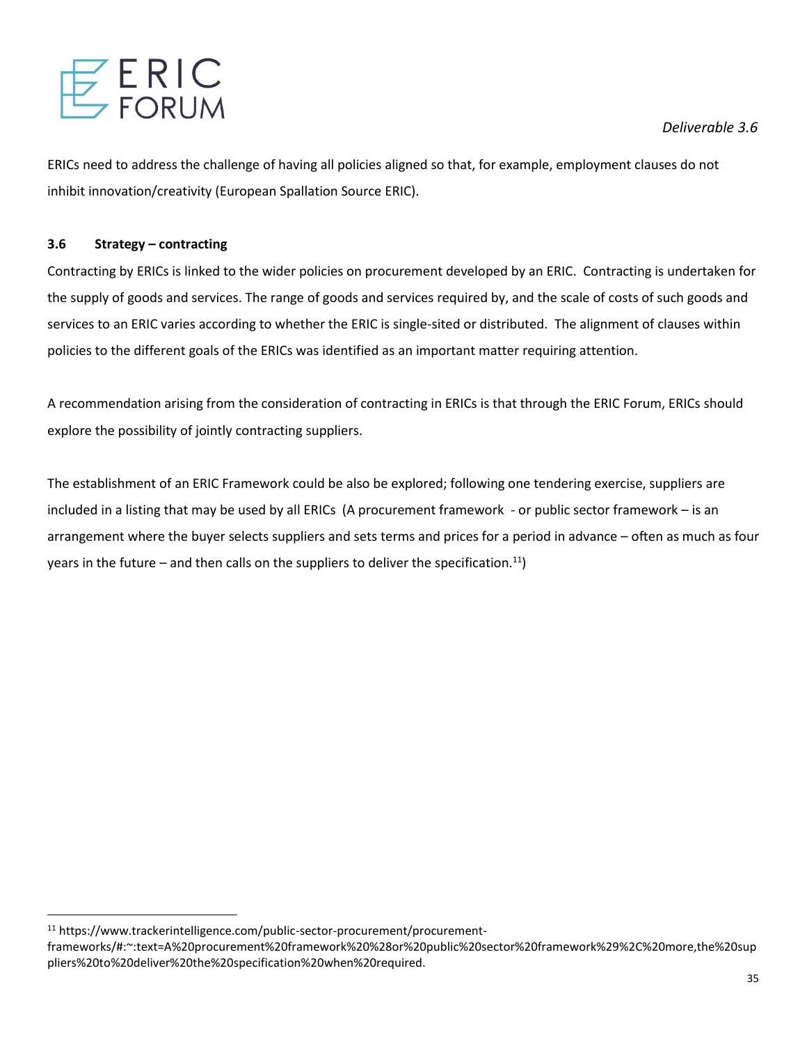ERICs need to address the challenge of having all policies aligned so that, for example, employment clauses do not inhibit innovation/creativity (European Spallation Source ERIC).

### 3.6 Strategy – contracting

Contracting by ERICs is linked to the wider policies on procurement developed by an ERIC. Contracting is undertaken for the supply of goods and services. The range of goods and services required by, and the scale of costs of such goods and services to an ERIC varies according to whether the ERIC is single-sited or distributed. The alignment of clauses within policies to the different goals of the ERICs was identified as an important matter requiring attention.

A recommendation arising from the consideration of contracting in ERICs is that through the ERIC Forum, ERICs should explore the possibility of jointly contracting suppliers.

The establishment of an ERIC Framework could be also be explored; following one tendering exercise, suppliers are included in a listing that may be used by all ERICs (A procurement framework - or public sector framework – is an arrangement where the buyer selects suppliers and sets terms and prices for a period in advance – often as much as four years in the future – and then calls on the suppliers to deliver the specification.[11])

---

[11] https://www.trackerintelligence.com/public-sector-procurement/procurement-frameworks/#:~:text=A%20procurement%20framework%20%28or%20public%20sector%20framework%29%2C%20more,the%20suppliers%20to%20deliver%20the%20specification%20when%20required.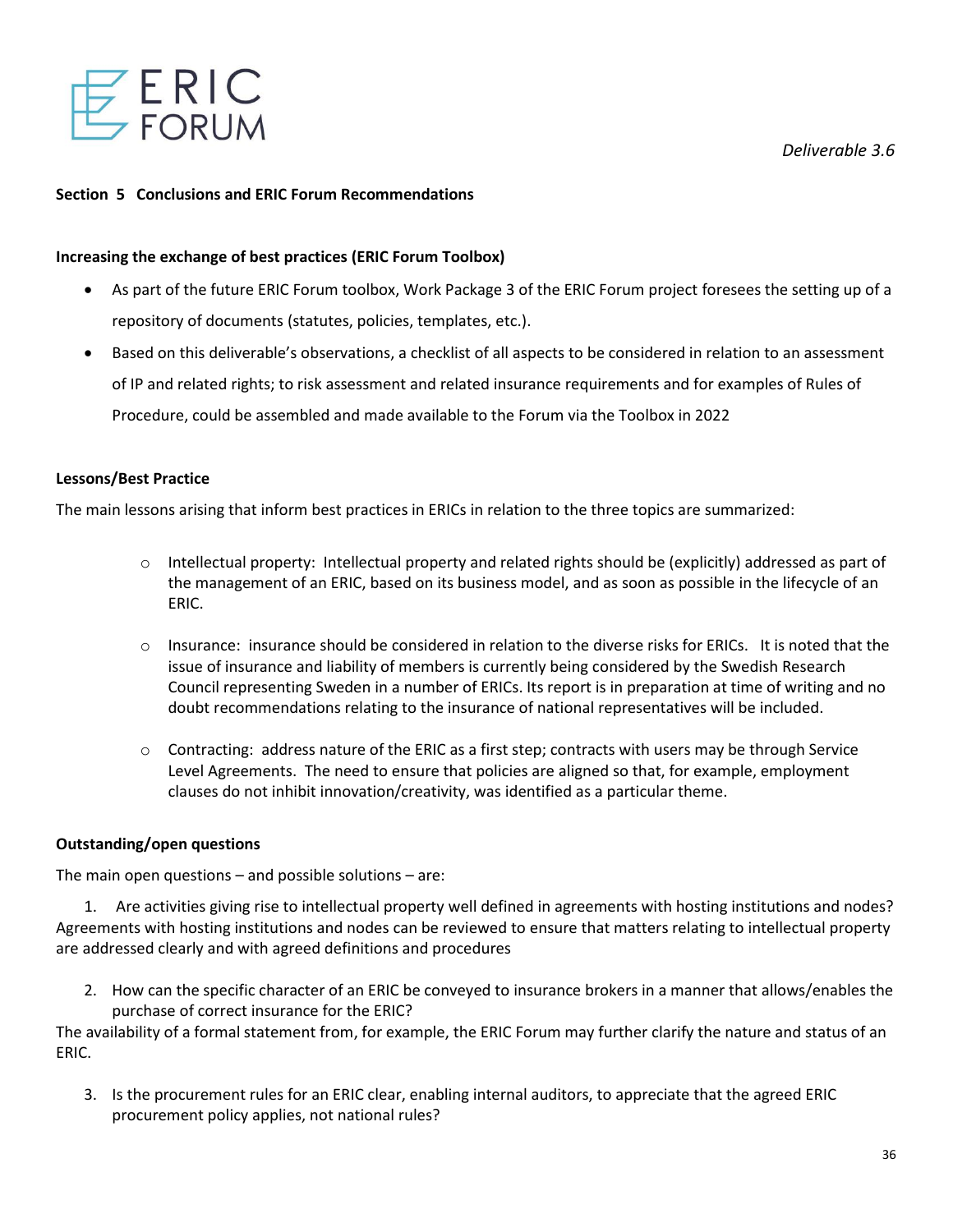## Section 5 Conclusions and ERIC Forum Recommendations

### Increasing the exchange of best practices (ERIC Forum Toolbox)

- As part of the future ERIC Forum toolbox, Work Package 3 of the ERIC Forum project foresees the setting up of a repository of documents (statutes, policies, templates, etc.).
- Based on this deliverable's observations, a checklist of all aspects to be considered in relation to an assessment of IP and related rights; to risk assessment and related insurance requirements and for examples of Rules of Procedure, could be assembled and made available to the Forum via the Toolbox in 2022

### Lessons/Best Practice

The main lessons arising that inform best practices in ERICs in relation to the three topics are summarized:

- Intellectual property: Intellectual property and related rights should be (explicitly) addressed as part of the management of an ERIC, based on its business model, and as soon as possible in the lifecycle of an ERIC.
- Insurance: insurance should be considered in relation to the diverse risks for ERICs. It is noted that the issue of insurance and liability of members is currently being considered by the Swedish Research Council representing Sweden in a number of ERICs. Its report is in preparation at time of writing and no doubt recommendations relating to the insurance of national representatives will be included.
- Contracting: address nature of the ERIC as a first step; contracts with users may be through Service Level Agreements. The need to ensure that policies are aligned so that, for example, employment clauses do not inhibit innovation/creativity, was identified as a particular theme.

### Outstanding/open questions

The main open questions – and possible solutions – are:

1. Are activities giving rise to intellectual property well defined in agreements with hosting institutions and nodes?

Agreements with hosting institutions and nodes can be reviewed to ensure that matters relating to intellectual property are addressed clearly and with agreed definitions and procedures

2. How can the specific character of an ERIC be conveyed to insurance brokers in a manner that allows/enables the purchase of correct insurance for the ERIC?

The availability of a formal statement from, for example, the ERIC Forum may further clarify the nature and status of an ERIC.

3. Is the procurement rules for an ERIC clear, enabling internal auditors, to appreciate that the agreed ERIC procurement policy applies, not national rules?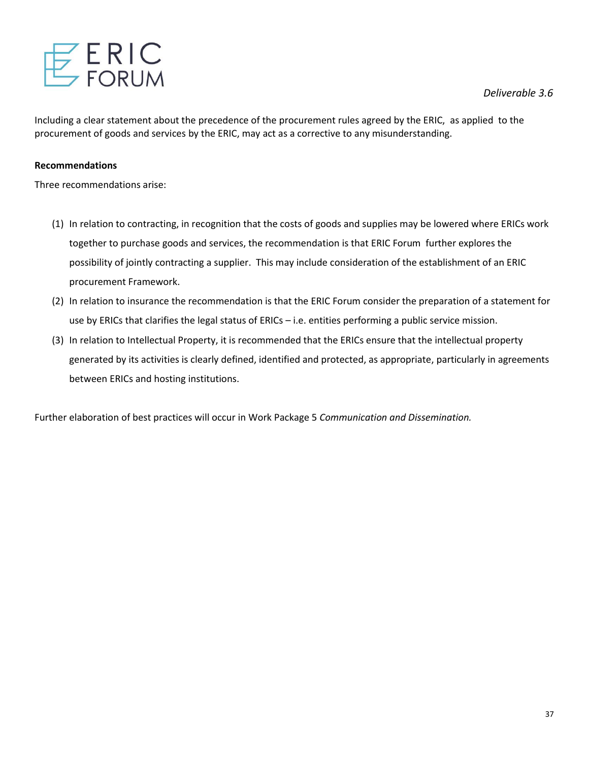Including a clear statement about the precedence of the procurement rules agreed by the ERIC, as applied to the procurement of goods and services by the ERIC, may act as a corrective to any misunderstanding.

**Recommendations**

Three recommendations arise:

(1) In relation to contracting, in recognition that the costs of goods and supplies may be lowered where ERICs work together to purchase goods and services, the recommendation is that ERIC Forum further explores the possibility of jointly contracting a supplier. This may include consideration of the establishment of an ERIC procurement Framework.

(2) In relation to insurance the recommendation is that the ERIC Forum consider the preparation of a statement for use by ERICs that clarifies the legal status of ERICs – i.e. entities performing a public service mission.

(3) In relation to Intellectual Property, it is recommended that the ERICs ensure that the intellectual property generated by its activities is clearly defined, identified and protected, as appropriate, particularly in agreements between ERICs and hosting institutions.

Further elaboration of best practices will occur in Work Package 5 *Communication and Dissemination.*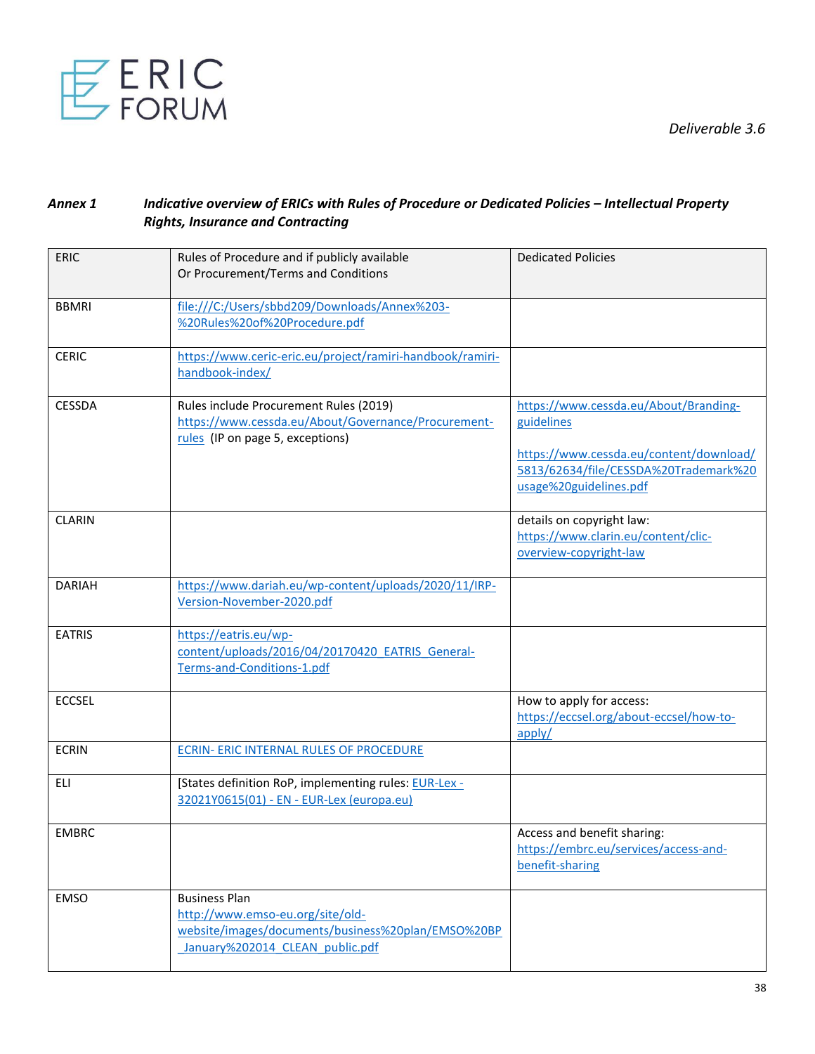Deliverable 3.6

***Annex 1 Indicative overview of ERICs with Rules of Procedure or Dedicated Policies – Intellectual Property Rights, Insurance and Contracting***

| ERIC | Rules of Procedure and if publicly available Or Procurement/Terms and Conditions | Dedicated Policies |
|---|---|---|
| BBMRI | file:///C:/Users/sbbd209/Downloads/Annex%203-%20Rules%20of%20Procedure.pdf | |
| CERIC | https://www.ceric-eric.eu/project/ramiri-handbook/ramiri-handbook-index/ | |
| CESSDA | Rules include Procurement Rules (2019) https://www.cessda.eu/About/Governance/Procurement-rules (IP on page 5, exceptions) | https://www.cessda.eu/About/Branding-guidelines<br><br>https://www.cessda.eu/content/download/5813/62634/file/CESSDA%20Trademark%20usage%20guidelines.pdf |
| CLARIN | | details on copyright law: https://www.clarin.eu/content/clic-overview-copyright-law |
| DARIAH | https://www.dariah.eu/wp-content/uploads/2020/11/IRP-Version-November-2020.pdf | |
| EATRIS | https://eatris.eu/wp-content/uploads/2016/04/20170420_EATRIS_General-Terms-and-Conditions-1.pdf | |
| ECCSEL | | How to apply for access: https://eccsel.org/about-eccsel/how-to-apply/ |
| ECRIN | ECRIN- ERIC INTERNAL RULES OF PROCEDURE | |
| ELI | [States definition RoP, implementing rules: EUR-Lex - 32021Y0615(01) - EN - EUR-Lex (europa.eu) | |
| EMBRC | | Access and benefit sharing: https://embrc.eu/services/access-and-benefit-sharing |
| EMSO | Business Plan http://www.emso-eu.org/site/old-website/images/documents/business%20plan/EMSO%20BP_January%202014_CLEAN_public.pdf | |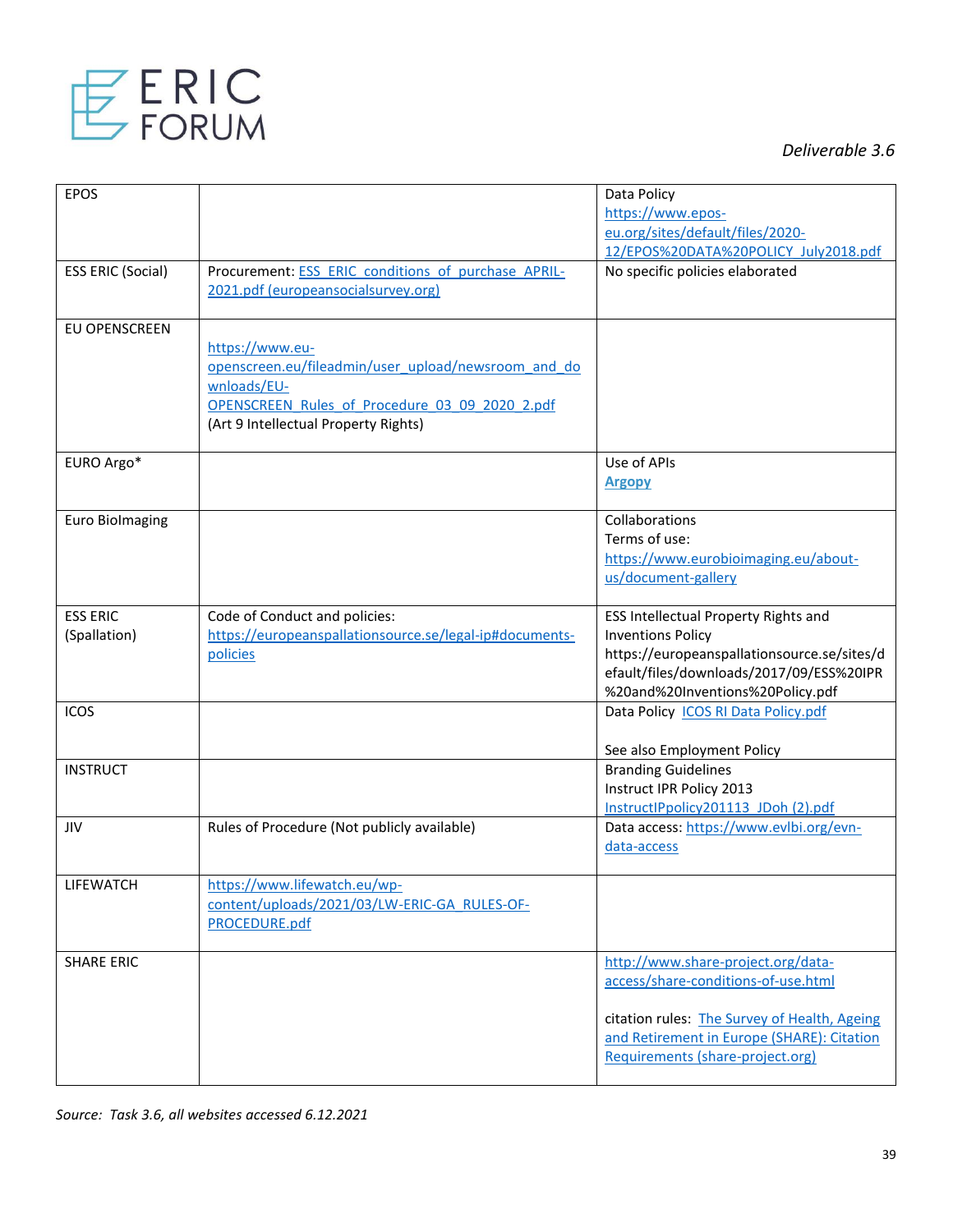| | | |
|---|---|---|
| EPOS | | Data Policy [https://www.epos-eu.org/sites/default/files/2020-12/EPOS%20DATA%20POLICY_July2018.pdf](https://www.epos-eu.org/sites/default/files/2020-12/EPOS%20DATA%20POLICY_July2018.pdf) |
| ESS ERIC (Social) | Procurement: ESS_ERIC_conditions_of_purchase_APRIL-2021.pdf (europeansocialsurvey.org) | No specific policies elaborated |
| EU OPENSCREEN | [https://www.eu-openscreen.eu/fileadmin/user_upload/newsroom_and_downloads/EU-OPENSCREEN_Rules_of_Procedure_03_09_2020_2.pdf](https://www.eu-openscreen.eu/fileadmin/user_upload/newsroom_and_downloads/EU-OPENSCREEN_Rules_of_Procedure_03_09_2020_2.pdf) (Art 9 Intellectual Property Rights) | |
| EURO Argo* | | Use of APIs **Argopy** |
| Euro BioImaging | | Collaborations<br>Terms of use: [https://www.eurobioimaging.eu/about-us/document-gallery](https://www.eurobioimaging.eu/about-us/document-gallery) |
| ESS ERIC (Spallation) | Code of Conduct and policies: [https://europeanspallationsource.se/legal-ip#documents-policies](https://europeanspallationsource.se/legal-ip#documents-policies) | ESS Intellectual Property Rights and Inventions Policy https://europeanspallationsource.se/sites/default/files/downloads/2017/09/ESS%20IPR%20and%20Inventions%20Policy.pdf |
| ICOS | | Data Policy ICOS RI Data Policy.pdf<br><br>See also Employment Policy |
| INSTRUCT | | Branding Guidelines<br>Instruct IPR Policy 2013<br>InstructIPpolicy201113_JDoh (2).pdf |
| JIV | Rules of Procedure (Not publicly available) | Data access: [https://www.evlbi.org/evn-data-access](https://www.evlbi.org/evn-data-access) |
| LIFEWATCH | [https://www.lifewatch.eu/wp-content/uploads/2021/03/LW-ERIC-GA_RULES-OF-PROCEDURE.pdf](https://www.lifewatch.eu/wp-content/uploads/2021/03/LW-ERIC-GA_RULES-OF-PROCEDURE.pdf) | |
| SHARE ERIC | | [http://www.share-project.org/data-access/share-conditions-of-use.html](http://www.share-project.org/data-access/share-conditions-of-use.html)<br><br>citation rules: The Survey of Health, Ageing and Retirement in Europe (SHARE): Citation Requirements (share-project.org) |

*Source: Task 3.6, all websites accessed 6.12.2021*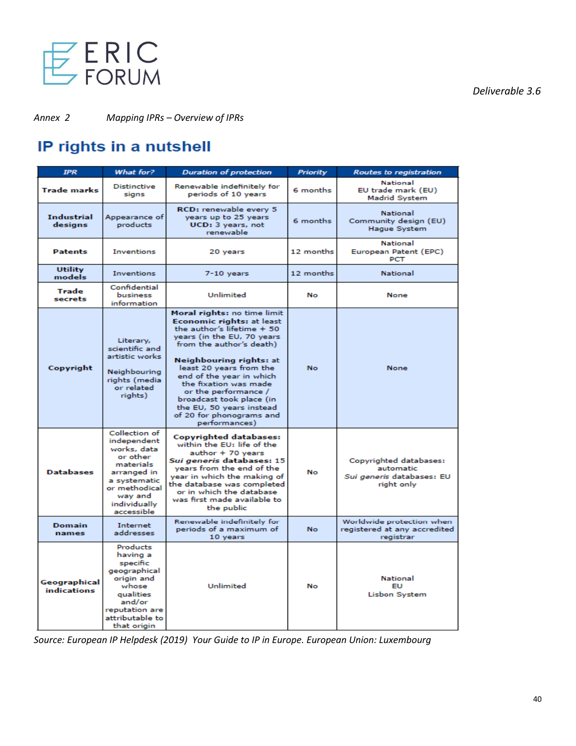Annex 2 *Mapping IPRs – Overview of IPRs*

## IP rights in a nutshell

| IPR | What for? | Duration of protection | Priority | Routes to registration |
|---|---|---|---|---|
| **Trade marks** | Distinctive signs | Renewable indefinitely for periods of 10 years | 6 months | National<br>EU trade mark (EU)<br>Madrid System |
| **Industrial designs** | Appearance of products | **RCD:** renewable every 5 years up to 25 years<br>**UCD:** 3 years, not renewable | 6 months | National<br>Community design (EU)<br>Hague System |
| **Patents** | Inventions | 20 years | 12 months | National<br>European Patent (EPC)<br>PCT |
| **Utility models** | Inventions | 7-10 years | 12 months | National |
| **Trade secrets** | Confidential business information | Unlimited | No | None |
| **Copyright** | Literary, scientific and artistic works<br><br>Neighbouring rights (media or related rights) | **Moral rights:** no time limit<br>**Economic rights:** at least the author's lifetime + 50 years (in the EU, 70 years from the author's death)<br><br>**Neighbouring rights:** at least 20 years from the end of the year in which the fixation was made or the performance / broadcast took place (in the EU, 50 years instead of 20 for phonograms and performances) | No | None |
| **Databases** | Collection of independent works, data or other materials arranged in a systematic or methodical way and individually accessible | **Copyrighted databases:** within the EU: life of the author + 70 years<br>***Sui generis* databases:** 15 years from the end of the year in which the making of the database was completed or in which the database was first made available to the public | No | Copyrighted databases: automatic<br>*Sui generis* databases: EU right only |
| **Domain names** | Internet addresses | Renewable indefinitely for periods of a maximum of 10 years | No | Worldwide protection when registered at any accredited registrar |
| **Geographical indications** | Products having a specific geographical origin and whose qualities and/or reputation are attributable to that origin | Unlimited | No | National<br>EU<br>Lisbon System |

*Source: European IP Helpdesk (2019) Your Guide to IP in Europe. European Union: Luxembourg*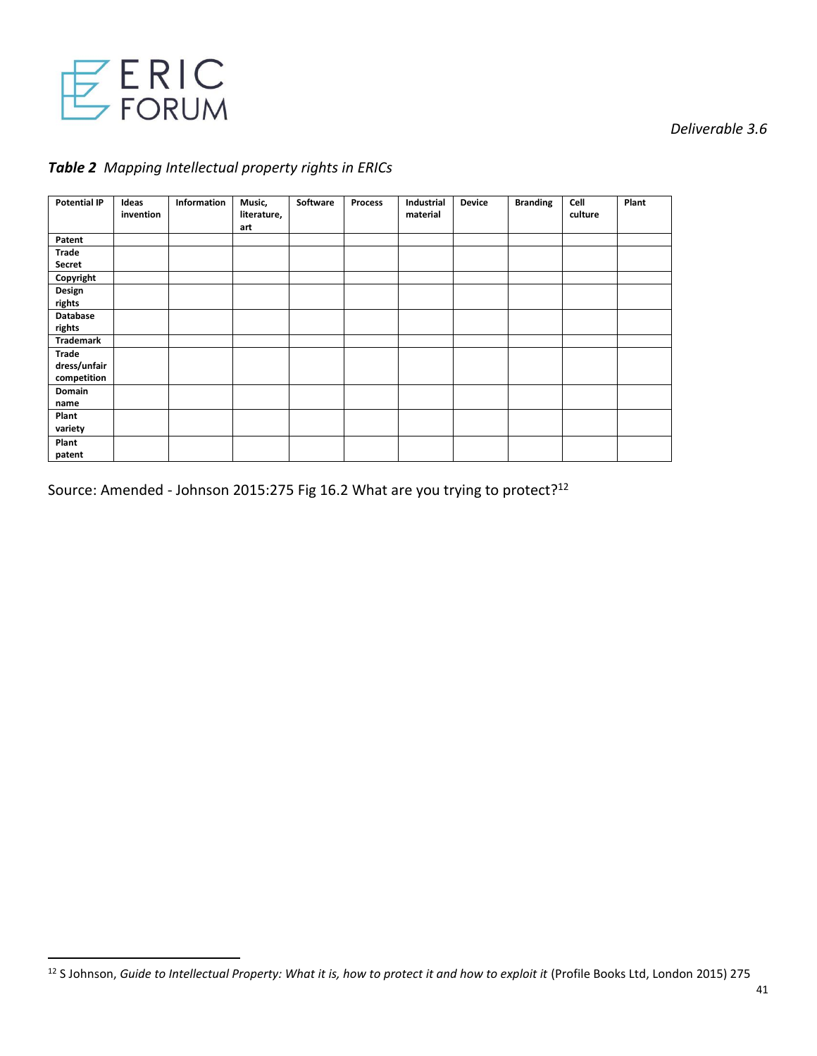*Deliverable 3.6*

***Table 2*** *Mapping Intellectual property rights in ERICs*

| Potential IP | Ideas invention | Information | Music, literature, art | Software | Process | Industrial material | Device | Branding | Cell culture | Plant |
|---|---|---|---|---|---|---|---|---|---|---|
| Patent | | | | | | | | | | |
| Trade Secret | | | | | | | | | | |
| Copyright | | | | | | | | | | |
| Design rights | | | | | | | | | | |
| Database rights | | | | | | | | | | |
| Trademark | | | | | | | | | | |
| Trade dress/unfair competition | | | | | | | | | | |
| Domain name | | | | | | | | | | |
| Plant variety | | | | | | | | | | |
| Plant patent | | | | | | | | | | |

Source: Amended - Johnson 2015:275 Fig 16.2 What are you trying to protect?[12]

[12] S Johnson, *Guide to Intellectual Property: What it is, how to protect it and how to exploit it* (Profile Books Ltd, London 2015) 275